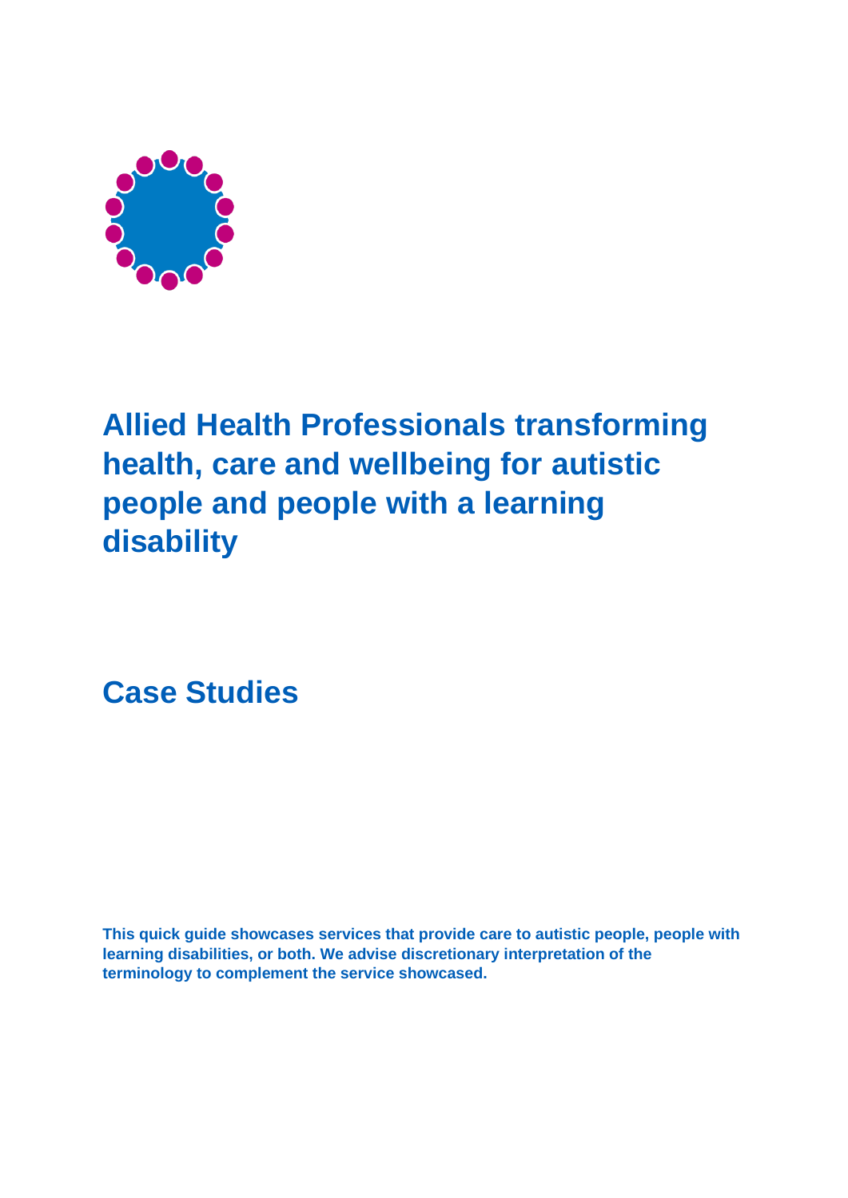# Allied Health Professionals transforming health, care and wellbeing for autistic people and people with a learning disability

## Case Studies

**This quick guide showcases services that provide care to autistic people, people with learning disabilities, or both. We advise discretionary interpretation of the terminology to complement the service showcased.**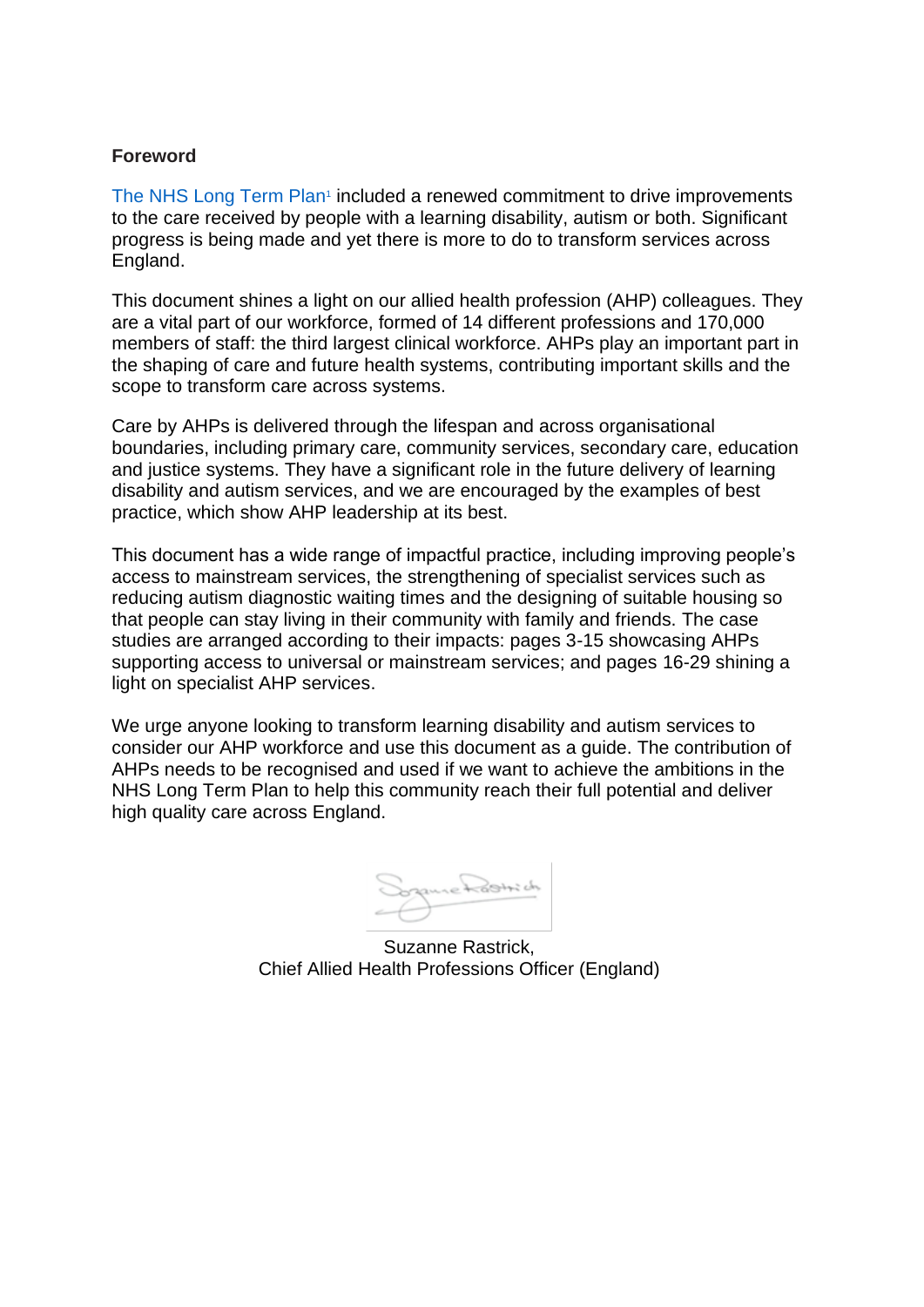## Foreword

The NHS Long Term Plan[1] included a renewed commitment to drive improvements to the care received by people with a learning disability, autism or both. Significant progress is being made and yet there is more to do to transform services across England.

This document shines a light on our allied health profession (AHP) colleagues. They are a vital part of our workforce, formed of 14 different professions and 170,000 members of staff: the third largest clinical workforce. AHPs play an important part in the shaping of care and future health systems, contributing important skills and the scope to transform care across systems.

Care by AHPs is delivered through the lifespan and across organisational boundaries, including primary care, community services, secondary care, education and justice systems. They have a significant role in the future delivery of learning disability and autism services, and we are encouraged by the examples of best practice, which show AHP leadership at its best.

This document has a wide range of impactful practice, including improving people's access to mainstream services, the strengthening of specialist services such as reducing autism diagnostic waiting times and the designing of suitable housing so that people can stay living in their community with family and friends. The case studies are arranged according to their impacts: pages 3-15 showcasing AHPs supporting access to universal or mainstream services; and pages 16-29 shining a light on specialist AHP services.

We urge anyone looking to transform learning disability and autism services to consider our AHP workforce and use this document as a guide. The contribution of AHPs needs to be recognised and used if we want to achieve the ambitions in the NHS Long Term Plan to help this community reach their full potential and deliver high quality care across England.

Suzanne Rastrick,
Chief Allied Health Professions Officer (England)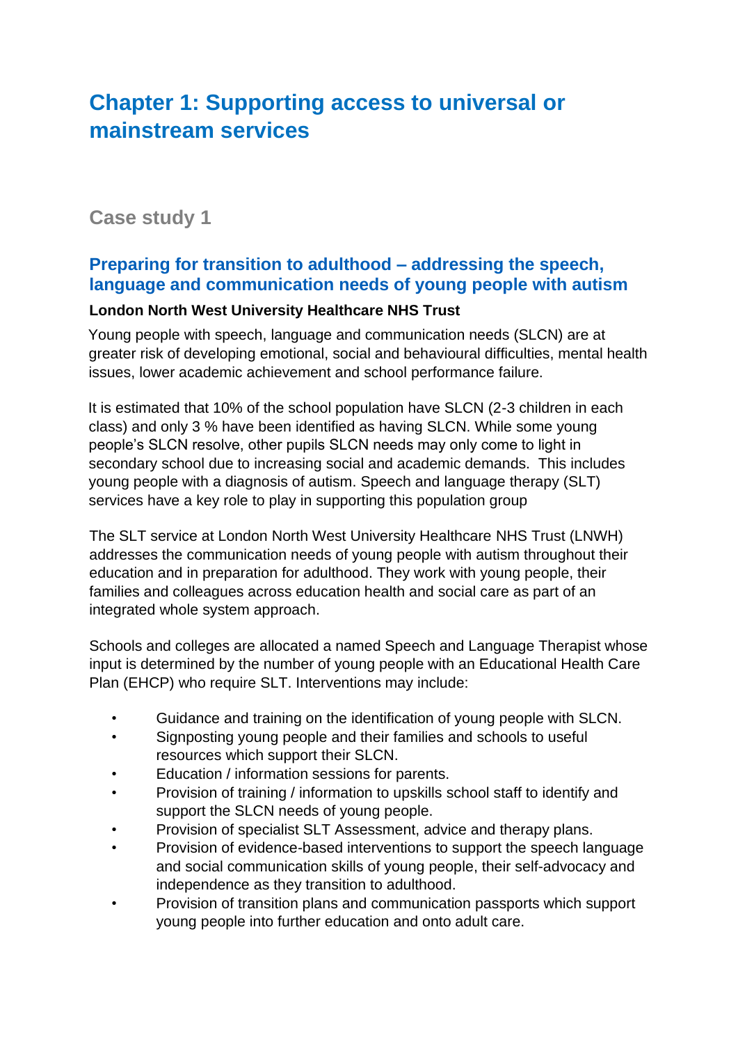# Chapter 1: Supporting access to universal or mainstream services

## Case study 1

### Preparing for transition to adulthood – addressing the speech, language and communication needs of young people with autism

**London North West University Healthcare NHS Trust**

Young people with speech, language and communication needs (SLCN) are at greater risk of developing emotional, social and behavioural difficulties, mental health issues, lower academic achievement and school performance failure.

It is estimated that 10% of the school population have SLCN (2-3 children in each class) and only 3 % have been identified as having SLCN. While some young people's SLCN resolve, other pupils SLCN needs may only come to light in secondary school due to increasing social and academic demands. This includes young people with a diagnosis of autism. Speech and language therapy (SLT) services have a key role to play in supporting this population group

The SLT service at London North West University Healthcare NHS Trust (LNWH) addresses the communication needs of young people with autism throughout their education and in preparation for adulthood. They work with young people, their families and colleagues across education health and social care as part of an integrated whole system approach.

Schools and colleges are allocated a named Speech and Language Therapist whose input is determined by the number of young people with an Educational Health Care Plan (EHCP) who require SLT. Interventions may include:

- Guidance and training on the identification of young people with SLCN.
- Signposting young people and their families and schools to useful resources which support their SLCN.
- Education / information sessions for parents.
- Provision of training / information to upskills school staff to identify and support the SLCN needs of young people.
- Provision of specialist SLT Assessment, advice and therapy plans.
- Provision of evidence-based interventions to support the speech language and social communication skills of young people, their self-advocacy and independence as they transition to adulthood.
- Provision of transition plans and communication passports which support young people into further education and onto adult care.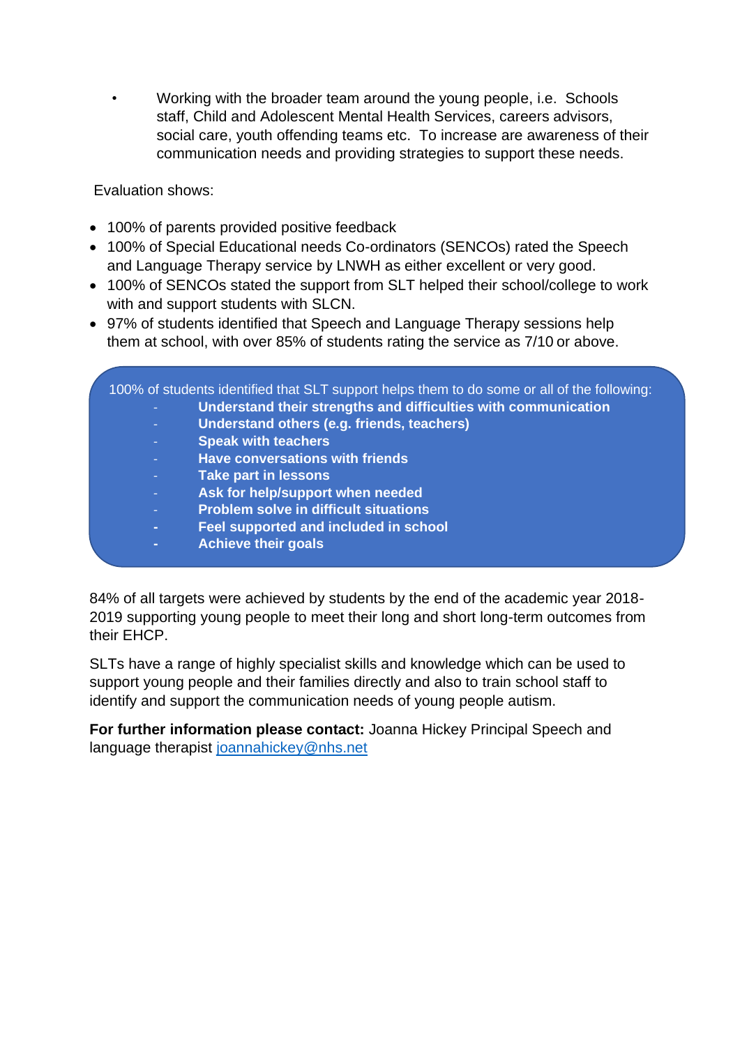- Working with the broader team around the young people, i.e. Schools staff, Child and Adolescent Mental Health Services, careers advisors, social care, youth offending teams etc. To increase are awareness of their communication needs and providing strategies to support these needs.

Evaluation shows:

- 100% of parents provided positive feedback
- 100% of Special Educational needs Co-ordinators (SENCOs) rated the Speech and Language Therapy service by LNWH as either excellent or very good.
- 100% of SENCOs stated the support from SLT helped their school/college to work with and support students with SLCN.
- 97% of students identified that Speech and Language Therapy sessions help them at school, with over 85% of students rating the service as 7/10 or above.

100% of students identified that SLT support helps them to do some or all of the following:

- **Understand their strengths and difficulties with communication**
- **Understand others (e.g. friends, teachers)**
- **Speak with teachers**
- **Have conversations with friends**
- **Take part in lessons**
- **Ask for help/support when needed**
- **Problem solve in difficult situations**
- **Feel supported and included in school**
- **Achieve their goals**

84% of all targets were achieved by students by the end of the academic year 2018-2019 supporting young people to meet their long and short long-term outcomes from their EHCP.

SLTs have a range of highly specialist skills and knowledge which can be used to support young people and their families directly and also to train school staff to identify and support the communication needs of young people autism.

**For further information please contact:** Joanna Hickey Principal Speech and language therapist joannahickey@nhs.net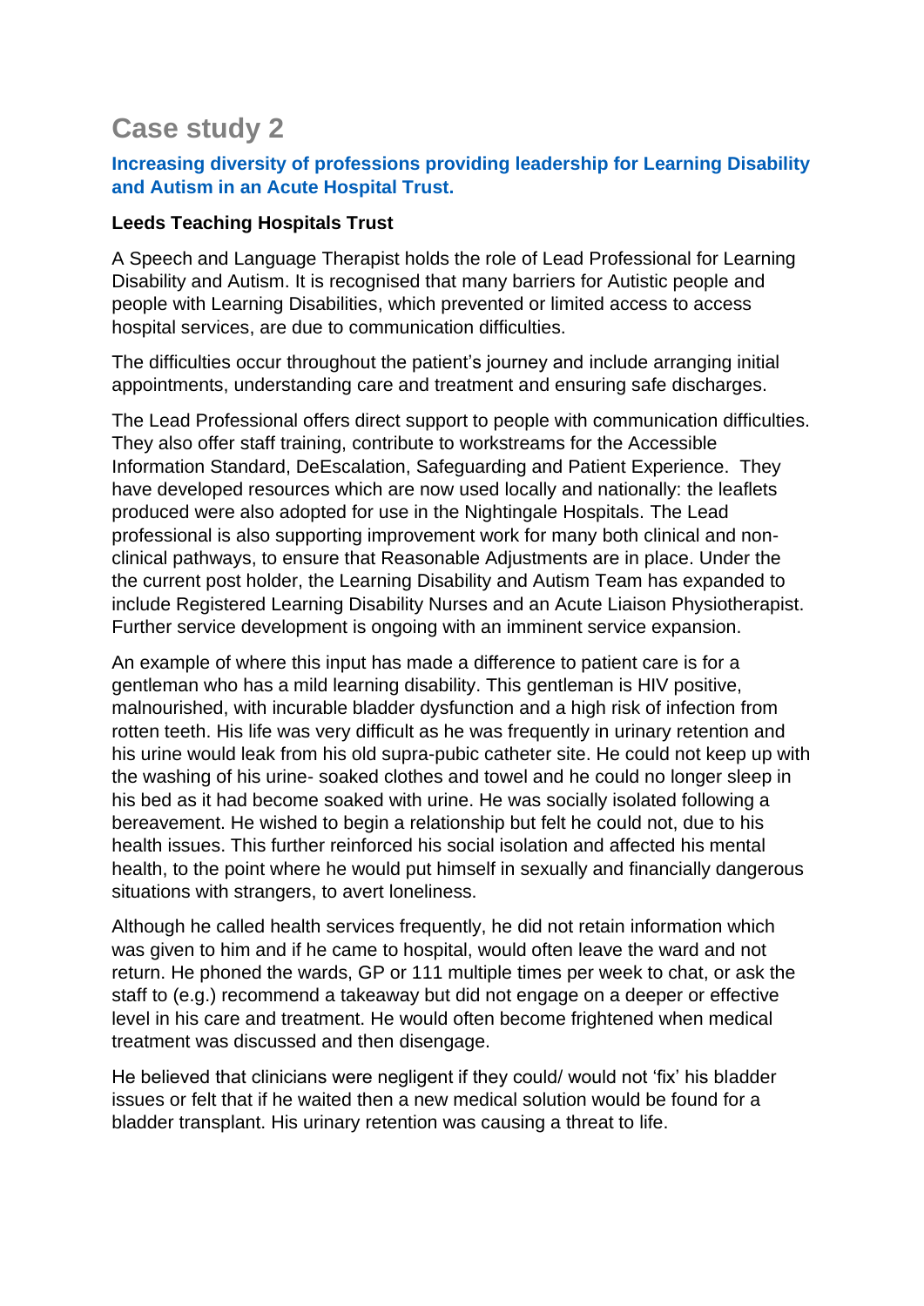## Case study 2

### Increasing diversity of professions providing leadership for Learning Disability and Autism in an Acute Hospital Trust.

**Leeds Teaching Hospitals Trust**

A Speech and Language Therapist holds the role of Lead Professional for Learning Disability and Autism. It is recognised that many barriers for Autistic people and people with Learning Disabilities, which prevented or limited access to access hospital services, are due to communication difficulties.

The difficulties occur throughout the patient's journey and include arranging initial appointments, understanding care and treatment and ensuring safe discharges.

The Lead Professional offers direct support to people with communication difficulties. They also offer staff training, contribute to workstreams for the Accessible Information Standard, DeEscalation, Safeguarding and Patient Experience. They have developed resources which are now used locally and nationally: the leaflets produced were also adopted for use in the Nightingale Hospitals. The Lead professional is also supporting improvement work for many both clinical and non-clinical pathways, to ensure that Reasonable Adjustments are in place. Under the the current post holder, the Learning Disability and Autism Team has expanded to include Registered Learning Disability Nurses and an Acute Liaison Physiotherapist. Further service development is ongoing with an imminent service expansion.

An example of where this input has made a difference to patient care is for a gentleman who has a mild learning disability. This gentleman is HIV positive, malnourished, with incurable bladder dysfunction and a high risk of infection from rotten teeth. His life was very difficult as he was frequently in urinary retention and his urine would leak from his old supra-pubic catheter site. He could not keep up with the washing of his urine- soaked clothes and towel and he could no longer sleep in his bed as it had become soaked with urine. He was socially isolated following a bereavement. He wished to begin a relationship but felt he could not, due to his health issues. This further reinforced his social isolation and affected his mental health, to the point where he would put himself in sexually and financially dangerous situations with strangers, to avert loneliness.

Although he called health services frequently, he did not retain information which was given to him and if he came to hospital, would often leave the ward and not return. He phoned the wards, GP or 111 multiple times per week to chat, or ask the staff to (e.g.) recommend a takeaway but did not engage on a deeper or effective level in his care and treatment. He would often become frightened when medical treatment was discussed and then disengage.

He believed that clinicians were negligent if they could/ would not 'fix' his bladder issues or felt that if he waited then a new medical solution would be found for a bladder transplant. His urinary retention was causing a threat to life.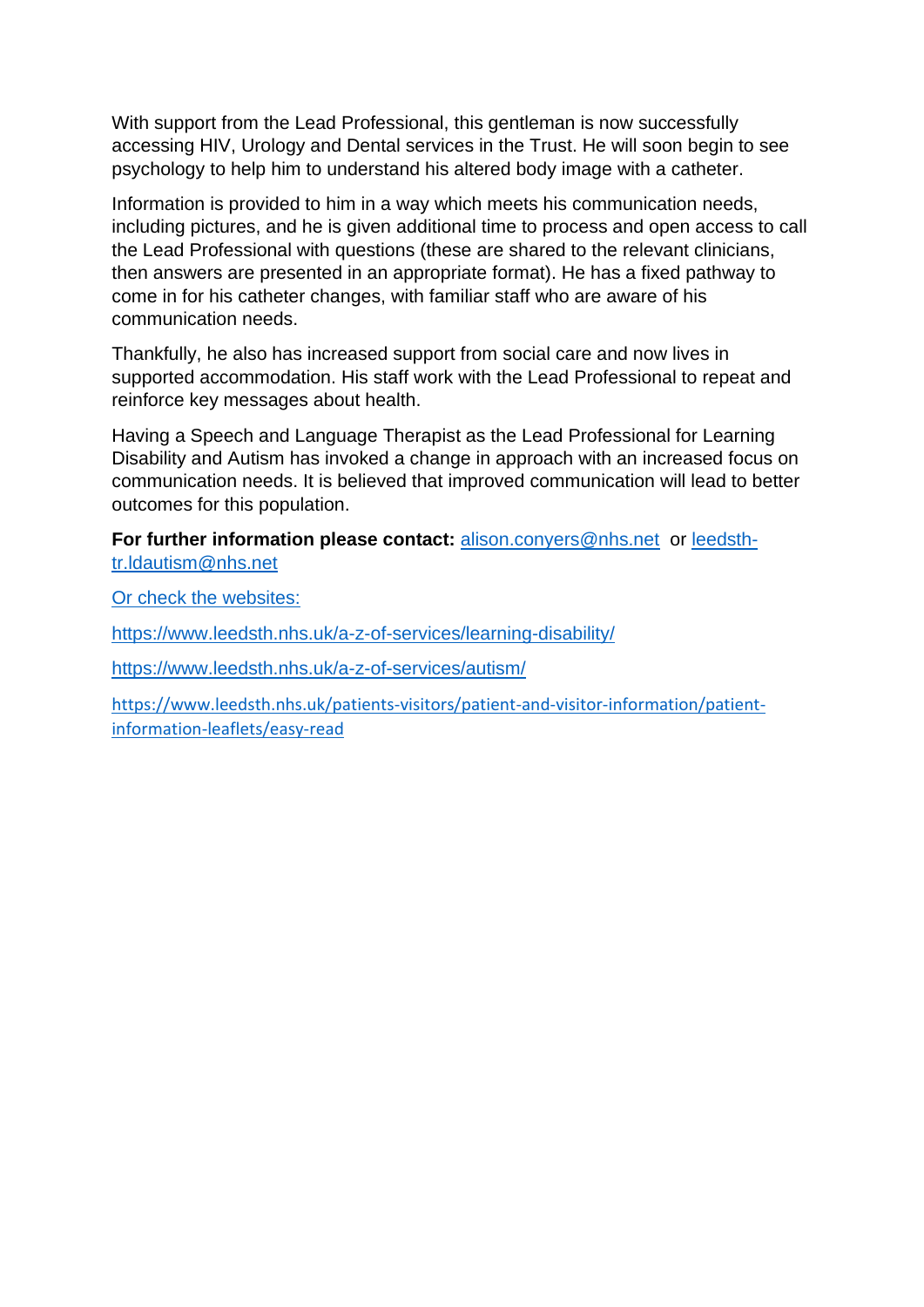With support from the Lead Professional, this gentleman is now successfully accessing HIV, Urology and Dental services in the Trust. He will soon begin to see psychology to help him to understand his altered body image with a catheter.

Information is provided to him in a way which meets his communication needs, including pictures, and he is given additional time to process and open access to call the Lead Professional with questions (these are shared to the relevant clinicians, then answers are presented in an appropriate format). He has a fixed pathway to come in for his catheter changes, with familiar staff who are aware of his communication needs.

Thankfully, he also has increased support from social care and now lives in supported accommodation. His staff work with the Lead Professional to repeat and reinforce key messages about health.

Having a Speech and Language Therapist as the Lead Professional for Learning Disability and Autism has invoked a change in approach with an increased focus on communication needs. It is believed that improved communication will lead to better outcomes for this population.

**For further information please contact:** alison.conyers@nhs.net or leedsth-tr.ldautism@nhs.net

Or check the websites:

https://www.leedsth.nhs.uk/a-z-of-services/learning-disability/

https://www.leedsth.nhs.uk/a-z-of-services/autism/

https://www.leedsth.nhs.uk/patients-visitors/patient-and-visitor-information/patient-information-leaflets/easy-read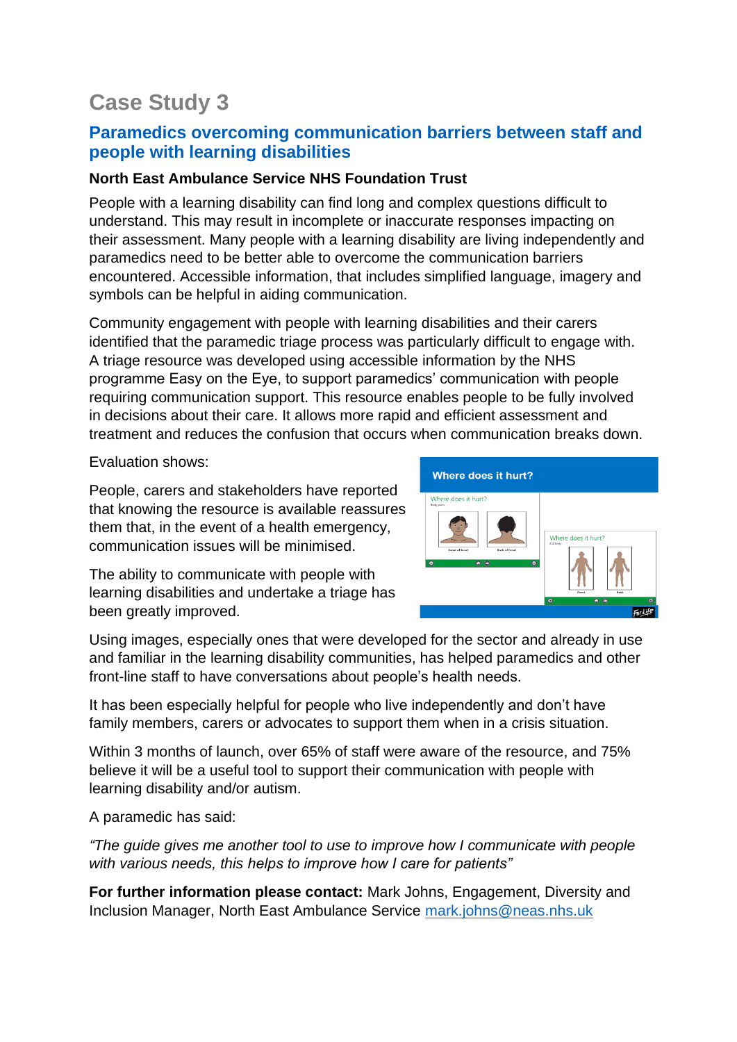# Case Study 3

## Paramedics overcoming communication barriers between staff and people with learning disabilities

### North East Ambulance Service NHS Foundation Trust

People with a learning disability can find long and complex questions difficult to understand. This may result in incomplete or inaccurate responses impacting on their assessment. Many people with a learning disability are living independently and paramedics need to be better able to overcome the communication barriers encountered. Accessible information, that includes simplified language, imagery and symbols can be helpful in aiding communication.

Community engagement with people with learning disabilities and their carers identified that the paramedic triage process was particularly difficult to engage with. A triage resource was developed using accessible information by the NHS programme Easy on the Eye, to support paramedics' communication with people requiring communication support. This resource enables people to be fully involved in decisions about their care. It allows more rapid and efficient assessment and treatment and reduces the confusion that occurs when communication breaks down.

Evaluation shows:

People, carers and stakeholders have reported that knowing the resource is available reassures them that, in the event of a health emergency, communication issues will be minimised.

The ability to communicate with people with learning disabilities and undertake a triage has been greatly improved.

Using images, especially ones that were developed for the sector and already in use and familiar in the learning disability communities, has helped paramedics and other front-line staff to have conversations about people's health needs.

It has been especially helpful for people who live independently and don't have family members, carers or advocates to support them when in a crisis situation.

Within 3 months of launch, over 65% of staff were aware of the resource, and 75% believe it will be a useful tool to support their communication with people with learning disability and/or autism.

A paramedic has said:

*"The guide gives me another tool to use to improve how I communicate with people with various needs, this helps to improve how I care for patients"*

**For further information please contact:** Mark Johns, Engagement, Diversity and Inclusion Manager, North East Ambulance Service [mark.johns@neas.nhs.uk](mailto:mark.johns@neas.nhs.uk)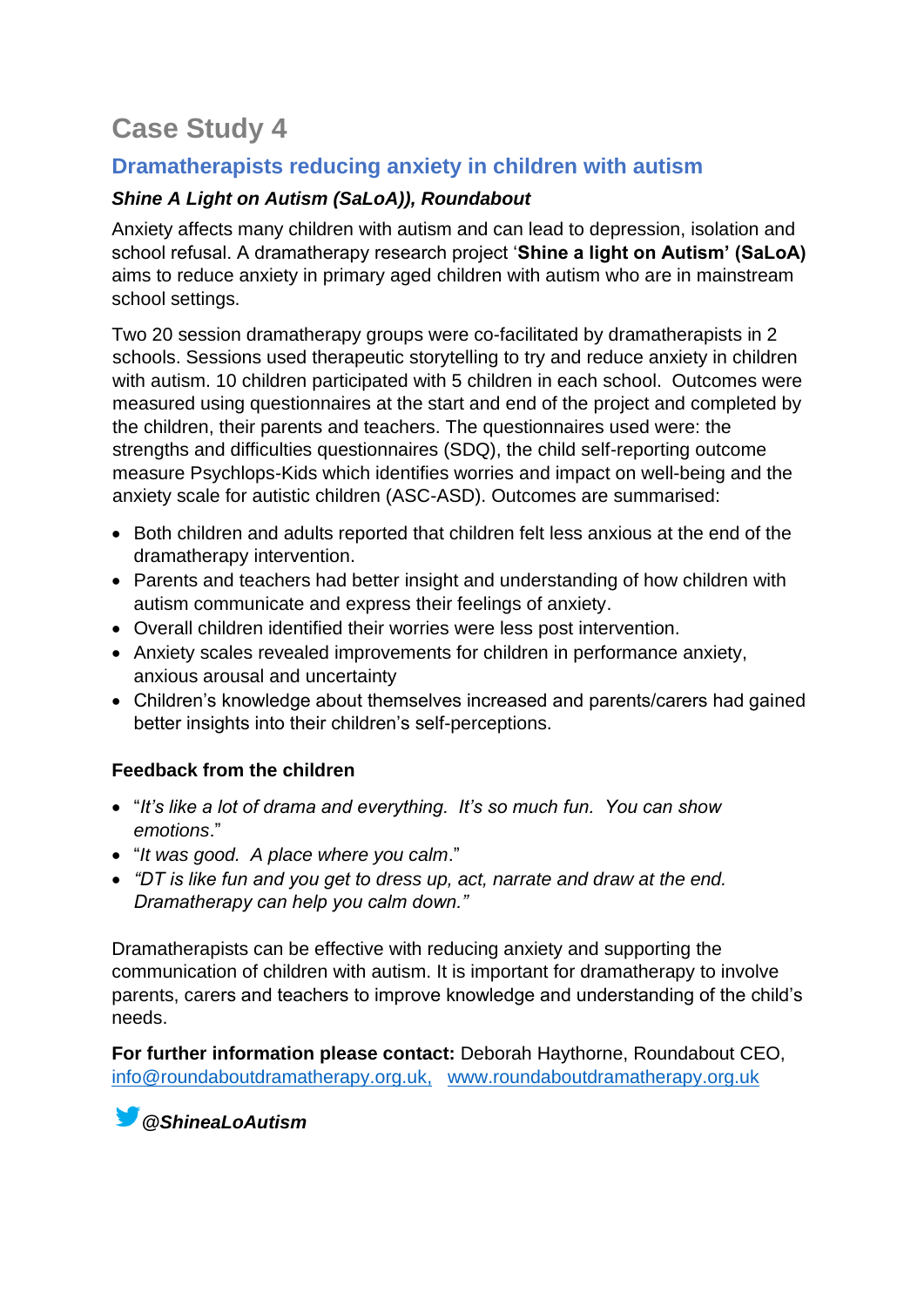# Case Study 4

## Dramatherapists reducing anxiety in children with autism

***Shine A Light on Autism (SaLoA)), Roundabout***

Anxiety affects many children with autism and can lead to depression, isolation and school refusal. A dramatherapy research project '**Shine a light on Autism' (SaLoA)** aims to reduce anxiety in primary aged children with autism who are in mainstream school settings.

Two 20 session dramatherapy groups were co-facilitated by dramatherapists in 2 schools. Sessions used therapeutic storytelling to try and reduce anxiety in children with autism. 10 children participated with 5 children in each school. Outcomes were measured using questionnaires at the start and end of the project and completed by the children, their parents and teachers. The questionnaires used were: the strengths and difficulties questionnaires (SDQ), the child self-reporting outcome measure Psychlops-Kids which identifies worries and impact on well-being and the anxiety scale for autistic children (ASC-ASD). Outcomes are summarised:

- Both children and adults reported that children felt less anxious at the end of the dramatherapy intervention.
- Parents and teachers had better insight and understanding of how children with autism communicate and express their feelings of anxiety.
- Overall children identified their worries were less post intervention.
- Anxiety scales revealed improvements for children in performance anxiety, anxious arousal and uncertainty
- Children's knowledge about themselves increased and parents/carers had gained better insights into their children's self-perceptions.

**Feedback from the children**

- "*It's like a lot of drama and everything. It's so much fun. You can show emotions*."
- "*It was good. A place where you calm*."
- *"DT is like fun and you get to dress up, act, narrate and draw at the end. Dramatherapy can help you calm down."*

Dramatherapists can be effective with reducing anxiety and supporting the communication of children with autism. It is important for dramatherapy to involve parents, carers and teachers to improve knowledge and understanding of the child's needs.

**For further information please contact:** Deborah Haythorne, Roundabout CEO, info@roundaboutdramatherapy.org.uk, www.roundaboutdramatherapy.org.uk

***@ShineaLoAutism***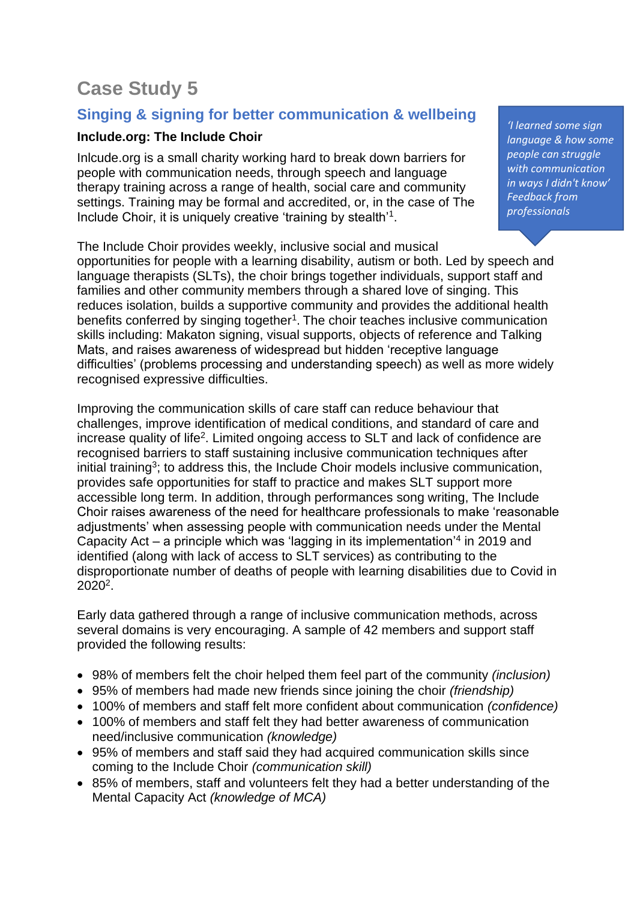# Case Study 5

## Singing & signing for better communication & wellbeing

**Include.org: The Include Choir**

Inlcude.org is a small charity working hard to break down barriers for people with communication needs, through speech and language therapy training across a range of health, social care and community settings. Training may be formal and accredited, or, in the case of The Include Choir, it is uniquely creative 'training by stealth'[1].

> *'I learned some sign language & how some people can struggle with communication in ways I didn't know' Feedback from professionals*

The Include Choir provides weekly, inclusive social and musical opportunities for people with a learning disability, autism or both. Led by speech and language therapists (SLTs), the choir brings together individuals, support staff and families and other community members through a shared love of singing. This reduces isolation, builds a supportive community and provides the additional health benefits conferred by singing together[1]. The choir teaches inclusive communication skills including: Makaton signing, visual supports, objects of reference and Talking Mats, and raises awareness of widespread but hidden 'receptive language difficulties' (problems processing and understanding speech) as well as more widely recognised expressive difficulties.

Improving the communication skills of care staff can reduce behaviour that challenges, improve identification of medical conditions, and standard of care and increase quality of life[2]. Limited ongoing access to SLT and lack of confidence are recognised barriers to staff sustaining inclusive communication techniques after initial training[3]; to address this, the Include Choir models inclusive communication, provides safe opportunities for staff to practice and makes SLT support more accessible long term. In addition, through performances song writing, The Include Choir raises awareness of the need for healthcare professionals to make 'reasonable adjustments' when assessing people with communication needs under the Mental Capacity Act – a principle which was 'lagging in its implementation'[4] in 2019 and identified (along with lack of access to SLT services) as contributing to the disproportionate number of deaths of people with learning disabilities due to Covid in 2020[2].

Early data gathered through a range of inclusive communication methods, across several domains is very encouraging. A sample of 42 members and support staff provided the following results:

- 98% of members felt the choir helped them feel part of the community *(inclusion)*
- 95% of members had made new friends since joining the choir *(friendship)*
- 100% of members and staff felt more confident about communication *(confidence)*
- 100% of members and staff felt they had better awareness of communication need/inclusive communication *(knowledge)*
- 95% of members and staff said they had acquired communication skills since coming to the Include Choir *(communication skill)*
- 85% of members, staff and volunteers felt they had a better understanding of the Mental Capacity Act *(knowledge of MCA)*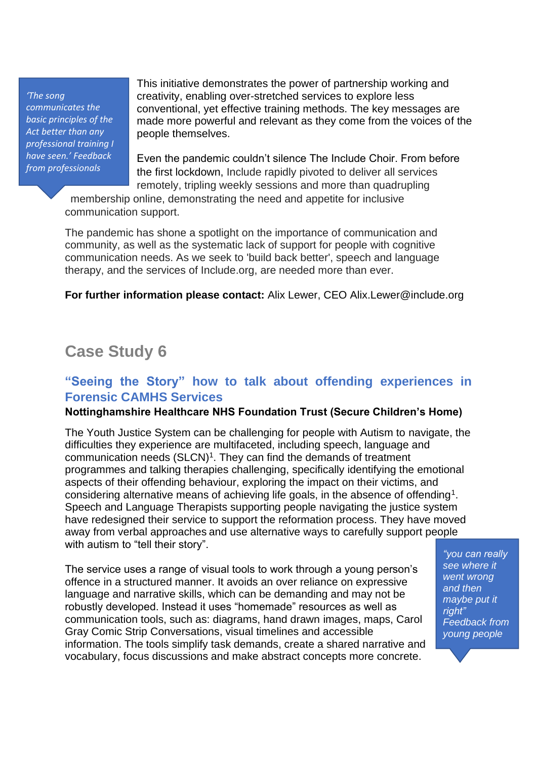> *'The song communicates the basic principles of the Act better than any professional training I have seen.' Feedback from professionals*

This initiative demonstrates the power of partnership working and creativity, enabling over-stretched services to explore less conventional, yet effective training methods. The key messages are made more powerful and relevant as they come from the voices of the people themselves.

Even the pandemic couldn't silence The Include Choir. From before the first lockdown, Include rapidly pivoted to deliver all services remotely, tripling weekly sessions and more than quadrupling membership online, demonstrating the need and appetite for inclusive communication support.

The pandemic has shone a spotlight on the importance of communication and community, as well as the systematic lack of support for people with cognitive communication needs. As we seek to 'build back better', speech and language therapy, and the services of Include.org, are needed more than ever.

**For further information please contact:** Alix Lewer, CEO Alix.Lewer@include.org

## Case Study 6

### "Seeing the Story" how to talk about offending experiences in Forensic CAMHS Services

**Nottinghamshire Healthcare NHS Foundation Trust (Secure Children's Home)**

The Youth Justice System can be challenging for people with Autism to navigate, the difficulties they experience are multifaceted, including speech, language and communication needs (SLCN)[1]. They can find the demands of treatment programmes and talking therapies challenging, specifically identifying the emotional aspects of their offending behaviour, exploring the impact on their victims, and considering alternative means of achieving life goals, in the absence of offending[1]. Speech and Language Therapists supporting people navigating the justice system have redesigned their service to support the reformation process. They have moved away from verbal approaches and use alternative ways to carefully support people with autism to "tell their story".

> *"you can really see where it went wrong and then maybe put it right" Feedback from young people*

The service uses a range of visual tools to work through a young person's offence in a structured manner. It avoids an over reliance on expressive language and narrative skills, which can be demanding and may not be robustly developed. Instead it uses "homemade" resources as well as communication tools, such as: diagrams, hand drawn images, maps, Carol Gray Comic Strip Conversations, visual timelines and accessible information. The tools simplify task demands, create a shared narrative and vocabulary, focus discussions and make abstract concepts more concrete.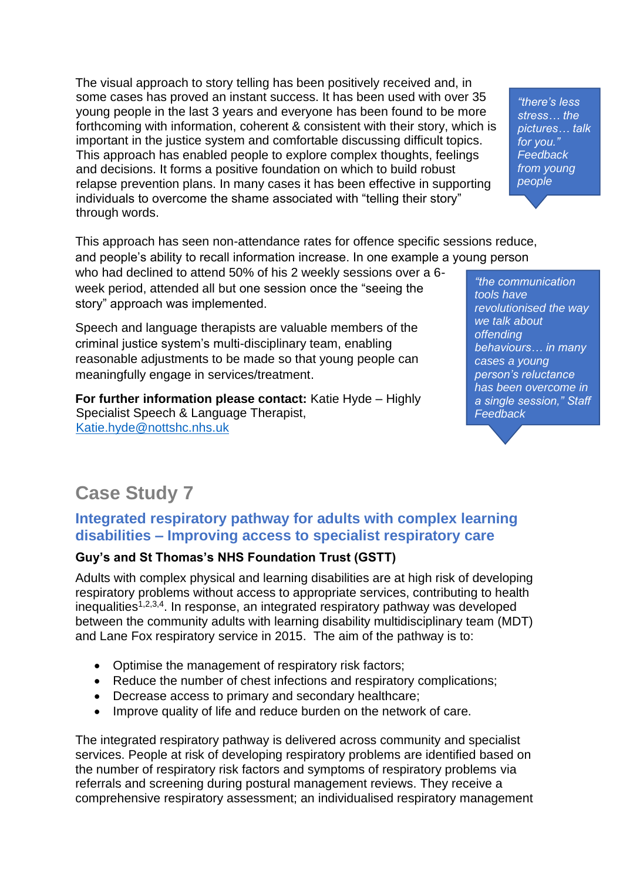The visual approach to story telling has been positively received and, in some cases has proved an instant success. It has been used with over 35 young people in the last 3 years and everyone has been found to be more forthcoming with information, coherent & consistent with their story, which is important in the justice system and comfortable discussing difficult topics. This approach has enabled people to explore complex thoughts, feelings and decisions. It forms a positive foundation on which to build robust relapse prevention plans. In many cases it has been effective in supporting individuals to overcome the shame associated with "telling their story" through words.

> *"there's less stress… the pictures… talk for you." Feedback from young people*

This approach has seen non-attendance rates for offence specific sessions reduce, and people's ability to recall information increase. In one example a young person who had declined to attend 50% of his 2 weekly sessions over a 6-week period, attended all but one session once the "seeing the story" approach was implemented.

> *"the communication tools have revolutionised the way we talk about offending behaviours… in many cases a young person's reluctance has been overcome in a single session," Staff Feedback*

Speech and language therapists are valuable members of the criminal justice system's multi-disciplinary team, enabling reasonable adjustments to be made so that young people can meaningfully engage in services/treatment.

**For further information please contact:** Katie Hyde – Highly Specialist Speech & Language Therapist, Katie.hyde@nottshc.nhs.uk

## Case Study 7

### Integrated respiratory pathway for adults with complex learning disabilities – Improving access to specialist respiratory care

**Guy's and St Thomas's NHS Foundation Trust (GSTT)**

Adults with complex physical and learning disabilities are at high risk of developing respiratory problems without access to appropriate services, contributing to health inequalities[1,2,3,4]. In response, an integrated respiratory pathway was developed between the community adults with learning disability multidisciplinary team (MDT) and Lane Fox respiratory service in 2015. The aim of the pathway is to:

- Optimise the management of respiratory risk factors;
- Reduce the number of chest infections and respiratory complications;
- Decrease access to primary and secondary healthcare;
- Improve quality of life and reduce burden on the network of care.

The integrated respiratory pathway is delivered across community and specialist services. People at risk of developing respiratory problems are identified based on the number of respiratory risk factors and symptoms of respiratory problems via referrals and screening during postural management reviews. They receive a comprehensive respiratory assessment; an individualised respiratory management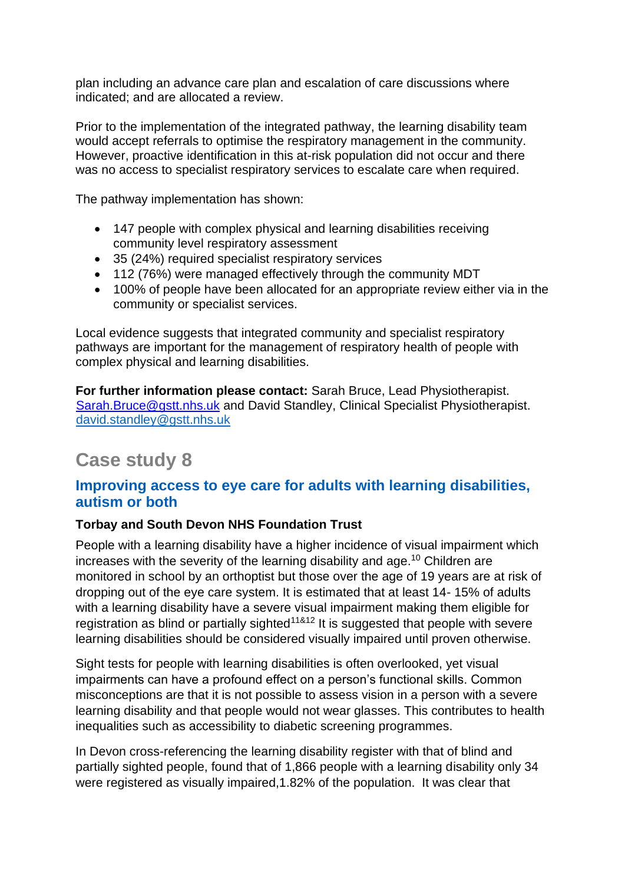plan including an advance care plan and escalation of care discussions where indicated; and are allocated a review.

Prior to the implementation of the integrated pathway, the learning disability team would accept referrals to optimise the respiratory management in the community. However, proactive identification in this at-risk population did not occur and there was no access to specialist respiratory services to escalate care when required.

The pathway implementation has shown:

- 147 people with complex physical and learning disabilities receiving community level respiratory assessment
- 35 (24%) required specialist respiratory services
- 112 (76%) were managed effectively through the community MDT
- 100% of people have been allocated for an appropriate review either via in the community or specialist services.

Local evidence suggests that integrated community and specialist respiratory pathways are important for the management of respiratory health of people with complex physical and learning disabilities.

**For further information please contact:** Sarah Bruce, Lead Physiotherapist. Sarah.Bruce@gstt.nhs.uk and David Standley, Clinical Specialist Physiotherapist. david.standley@gstt.nhs.uk

## Case study 8

### Improving access to eye care for adults with learning disabilities, autism or both

**Torbay and South Devon NHS Foundation Trust**

People with a learning disability have a higher incidence of visual impairment which increases with the severity of the learning disability and age.[10] Children are monitored in school by an orthoptist but those over the age of 19 years are at risk of dropping out of the eye care system. It is estimated that at least 14- 15% of adults with a learning disability have a severe visual impairment making them eligible for registration as blind or partially sighted[11&12] It is suggested that people with severe learning disabilities should be considered visually impaired until proven otherwise.

Sight tests for people with learning disabilities is often overlooked, yet visual impairments can have a profound effect on a person's functional skills. Common misconceptions are that it is not possible to assess vision in a person with a severe learning disability and that people would not wear glasses. This contributes to health inequalities such as accessibility to diabetic screening programmes.

In Devon cross-referencing the learning disability register with that of blind and partially sighted people, found that of 1,866 people with a learning disability only 34 were registered as visually impaired,1.82% of the population. It was clear that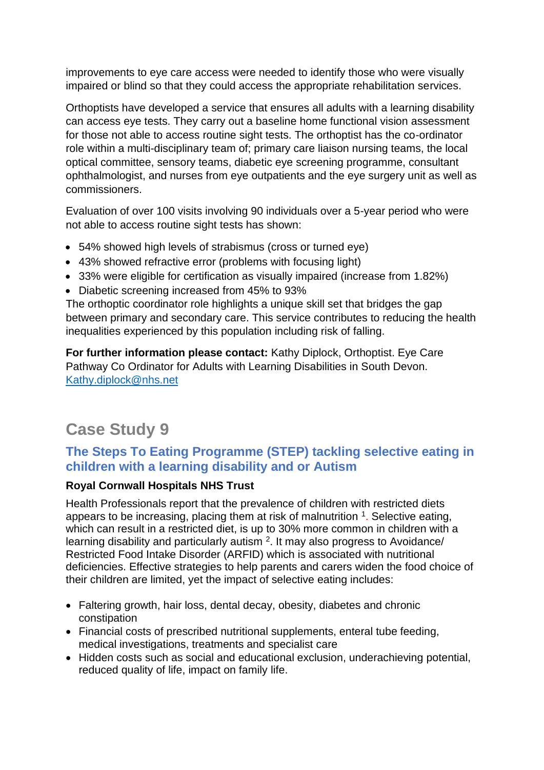improvements to eye care access were needed to identify those who were visually impaired or blind so that they could access the appropriate rehabilitation services.

Orthoptists have developed a service that ensures all adults with a learning disability can access eye tests. They carry out a baseline home functional vision assessment for those not able to access routine sight tests. The orthoptist has the co-ordinator role within a multi-disciplinary team of; primary care liaison nursing teams, the local optical committee, sensory teams, diabetic eye screening programme, consultant ophthalmologist, and nurses from eye outpatients and the eye surgery unit as well as commissioners.

Evaluation of over 100 visits involving 90 individuals over a 5-year period who were not able to access routine sight tests has shown:

- 54% showed high levels of strabismus (cross or turned eye)
- 43% showed refractive error (problems with focusing light)
- 33% were eligible for certification as visually impaired (increase from 1.82%)
- Diabetic screening increased from 45% to 93%

The orthoptic coordinator role highlights a unique skill set that bridges the gap between primary and secondary care. This service contributes to reducing the health inequalities experienced by this population including risk of falling.

**For further information please contact:** Kathy Diplock, Orthoptist. Eye Care Pathway Co Ordinator for Adults with Learning Disabilities in South Devon. [Kathy.diplock@nhs.net](mailto:Kathy.diplock@nhs.net)

## Case Study 9

### The Steps To Eating Programme (STEP) tackling selective eating in children with a learning disability and or Autism

**Royal Cornwall Hospitals NHS Trust**

Health Professionals report that the prevalence of children with restricted diets appears to be increasing, placing them at risk of malnutrition [1]. Selective eating, which can result in a restricted diet, is up to 30% more common in children with a learning disability and particularly autism [2]. It may also progress to Avoidance/ Restricted Food Intake Disorder (ARFID) which is associated with nutritional deficiencies. Effective strategies to help parents and carers widen the food choice of their children are limited, yet the impact of selective eating includes:

- Faltering growth, hair loss, dental decay, obesity, diabetes and chronic constipation
- Financial costs of prescribed nutritional supplements, enteral tube feeding, medical investigations, treatments and specialist care
- Hidden costs such as social and educational exclusion, underachieving potential, reduced quality of life, impact on family life.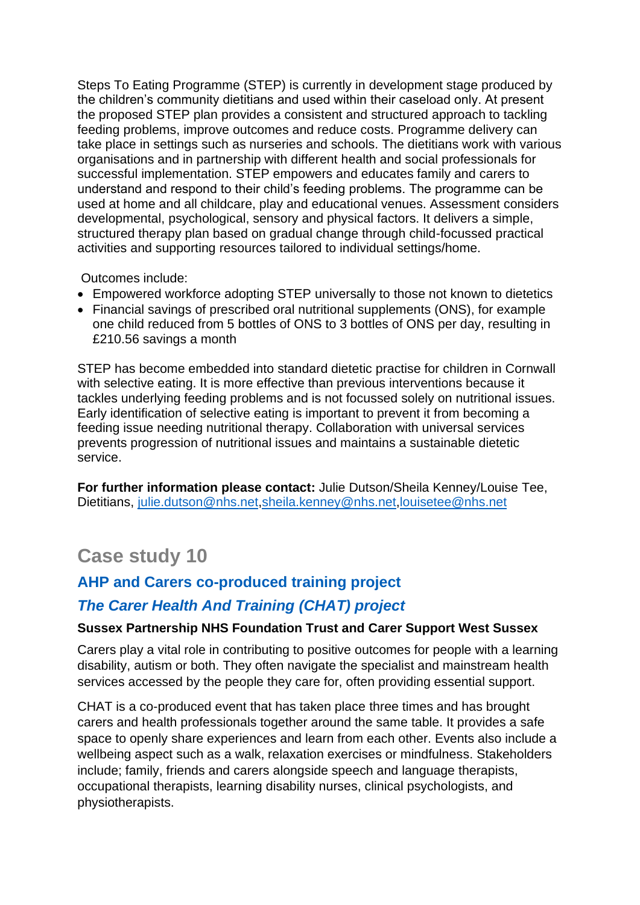Steps To Eating Programme (STEP) is currently in development stage produced by the children's community dietitians and used within their caseload only. At present the proposed STEP plan provides a consistent and structured approach to tackling feeding problems, improve outcomes and reduce costs. Programme delivery can take place in settings such as nurseries and schools. The dietitians work with various organisations and in partnership with different health and social professionals for successful implementation. STEP empowers and educates family and carers to understand and respond to their child's feeding problems. The programme can be used at home and all childcare, play and educational venues. Assessment considers developmental, psychological, sensory and physical factors. It delivers a simple, structured therapy plan based on gradual change through child-focussed practical activities and supporting resources tailored to individual settings/home.

Outcomes include:

- Empowered workforce adopting STEP universally to those not known to dietetics
- Financial savings of prescribed oral nutritional supplements (ONS), for example one child reduced from 5 bottles of ONS to 3 bottles of ONS per day, resulting in £210.56 savings a month

STEP has become embedded into standard dietetic practise for children in Cornwall with selective eating. It is more effective than previous interventions because it tackles underlying feeding problems and is not focussed solely on nutritional issues. Early identification of selective eating is important to prevent it from becoming a feeding issue needing nutritional therapy. Collaboration with universal services prevents progression of nutritional issues and maintains a sustainable dietetic service.

**For further information please contact:** Julie Dutson/Sheila Kenney/Louise Tee, Dietitians, julie.dutson@nhs.net,sheila.kenney@nhs.net,louisetee@nhs.net

## Case study 10

### AHP and Carers co-produced training project

### *The Carer Health And Training (CHAT) project*

**Sussex Partnership NHS Foundation Trust and Carer Support West Sussex**

Carers play a vital role in contributing to positive outcomes for people with a learning disability, autism or both. They often navigate the specialist and mainstream health services accessed by the people they care for, often providing essential support.

CHAT is a co-produced event that has taken place three times and has brought carers and health professionals together around the same table. It provides a safe space to openly share experiences and learn from each other. Events also include a wellbeing aspect such as a walk, relaxation exercises or mindfulness. Stakeholders include; family, friends and carers alongside speech and language therapists, occupational therapists, learning disability nurses, clinical psychologists, and physiotherapists.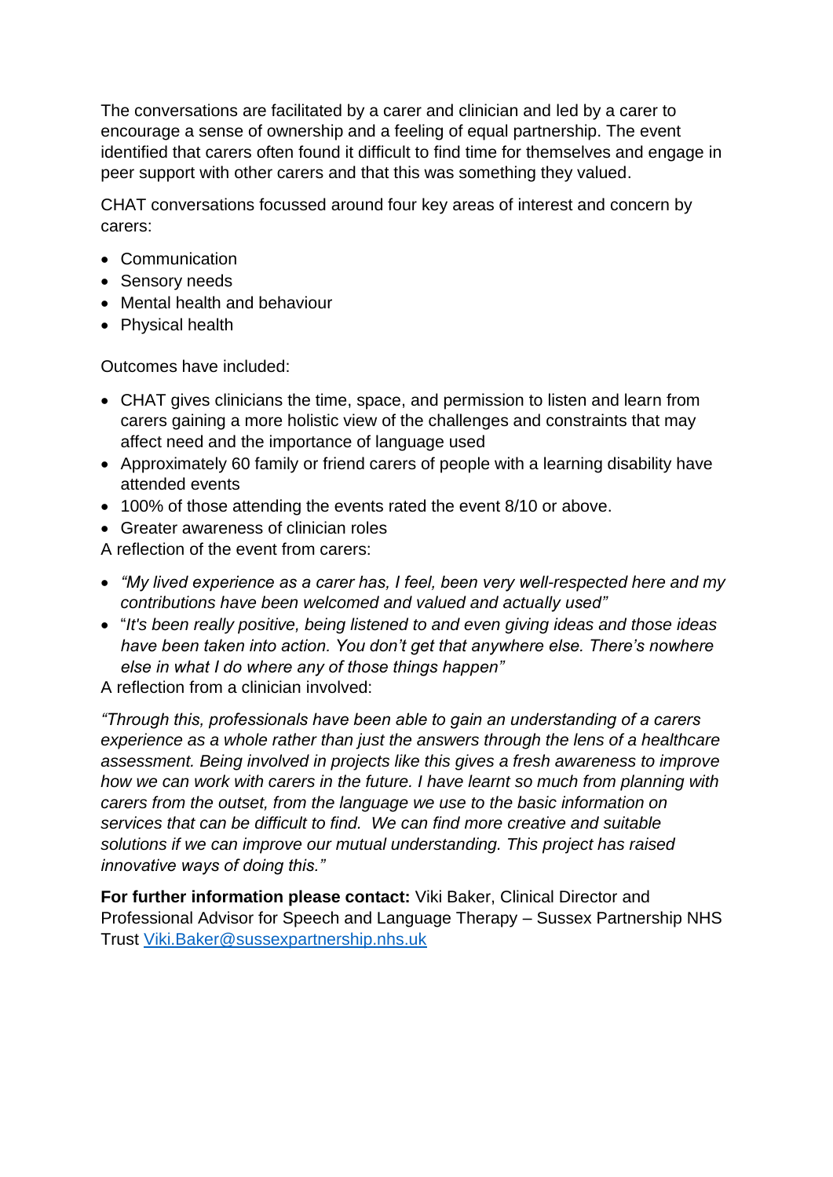The conversations are facilitated by a carer and clinician and led by a carer to encourage a sense of ownership and a feeling of equal partnership. The event identified that carers often found it difficult to find time for themselves and engage in peer support with other carers and that this was something they valued.

CHAT conversations focussed around four key areas of interest and concern by carers:

- Communication
- Sensory needs
- Mental health and behaviour
- Physical health

Outcomes have included:

- CHAT gives clinicians the time, space, and permission to listen and learn from carers gaining a more holistic view of the challenges and constraints that may affect need and the importance of language used
- Approximately 60 family or friend carers of people with a learning disability have attended events
- 100% of those attending the events rated the event 8/10 or above.
- Greater awareness of clinician roles

A reflection of the event from carers:

- *"My lived experience as a carer has, I feel, been very well-respected here and my contributions have been welcomed and valued and actually used"*
- "*It's been really positive, being listened to and even giving ideas and those ideas have been taken into action. You don't get that anywhere else. There's nowhere else in what I do where any of those things happen"*

A reflection from a clinician involved:

*"Through this, professionals have been able to gain an understanding of a carers experience as a whole rather than just the answers through the lens of a healthcare assessment. Being involved in projects like this gives a fresh awareness to improve how we can work with carers in the future. I have learnt so much from planning with carers from the outset, from the language we use to the basic information on services that can be difficult to find. We can find more creative and suitable solutions if we can improve our mutual understanding. This project has raised innovative ways of doing this."*

**For further information please contact:** Viki Baker, Clinical Director and Professional Advisor for Speech and Language Therapy – Sussex Partnership NHS Trust [Viki.Baker@sussexpartnership.nhs.uk](mailto:Viki.Baker@sussexpartnership.nhs.uk)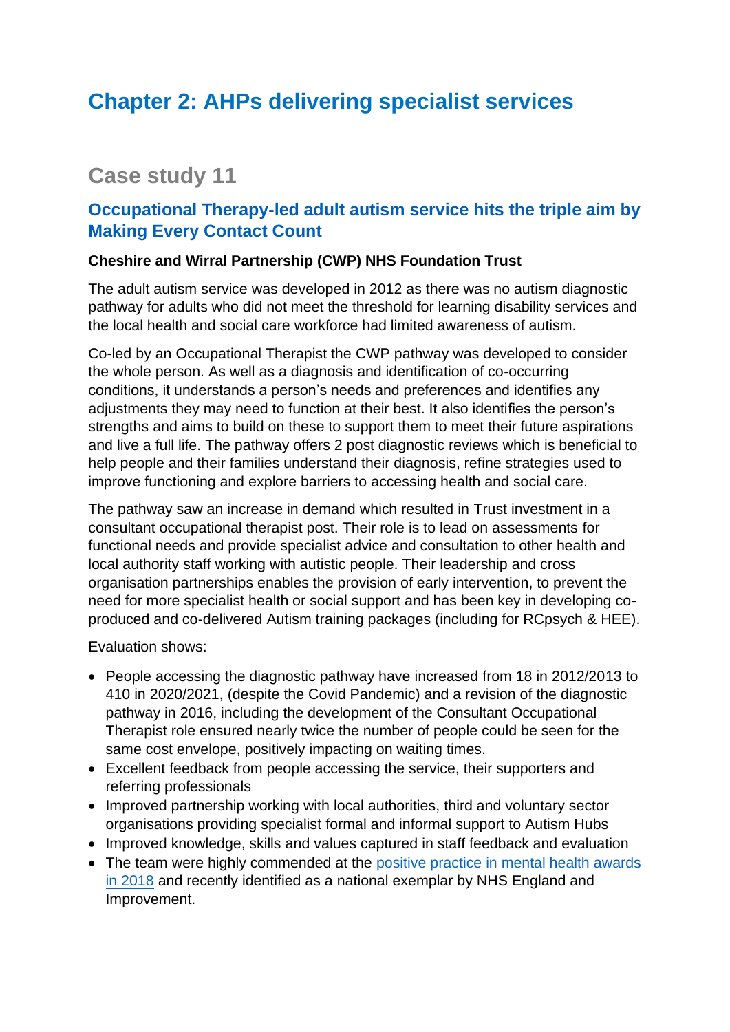# Chapter 2: AHPs delivering specialist services

## Case study 11

### Occupational Therapy-led adult autism service hits the triple aim by Making Every Contact Count

**Cheshire and Wirral Partnership (CWP) NHS Foundation Trust**

The adult autism service was developed in 2012 as there was no autism diagnostic pathway for adults who did not meet the threshold for learning disability services and the local health and social care workforce had limited awareness of autism.

Co-led by an Occupational Therapist the CWP pathway was developed to consider the whole person. As well as a diagnosis and identification of co-occurring conditions, it understands a person's needs and preferences and identifies any adjustments they may need to function at their best. It also identifies the person's strengths and aims to build on these to support them to meet their future aspirations and live a full life. The pathway offers 2 post diagnostic reviews which is beneficial to help people and their families understand their diagnosis, refine strategies used to improve functioning and explore barriers to accessing health and social care.

The pathway saw an increase in demand which resulted in Trust investment in a consultant occupational therapist post. Their role is to lead on assessments for functional needs and provide specialist advice and consultation to other health and local authority staff working with autistic people. Their leadership and cross organisation partnerships enables the provision of early intervention, to prevent the need for more specialist health or social support and has been key in developing co-produced and co-delivered Autism training packages (including for RCpsych & HEE).

Evaluation shows:

- People accessing the diagnostic pathway have increased from 18 in 2012/2013 to 410 in 2020/2021, (despite the Covid Pandemic) and a revision of the diagnostic pathway in 2016, including the development of the Consultant Occupational Therapist role ensured nearly twice the number of people could be seen for the same cost envelope, positively impacting on waiting times.
- Excellent feedback from people accessing the service, their supporters and referring professionals
- Improved partnership working with local authorities, third and voluntary sector organisations providing specialist formal and informal support to Autism Hubs
- Improved knowledge, skills and values captured in staff feedback and evaluation
- The team were highly commended at the [positive practice in mental health awards in 2018]() and recently identified as a national exemplar by NHS England and Improvement.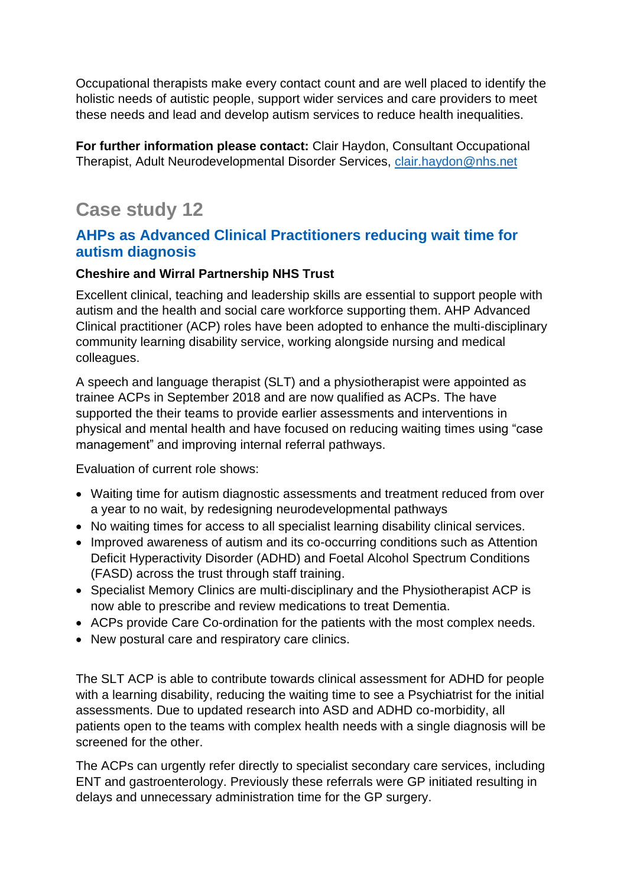Occupational therapists make every contact count and are well placed to identify the holistic needs of autistic people, support wider services and care providers to meet these needs and lead and develop autism services to reduce health inequalities.

**For further information please contact:** Clair Haydon, Consultant Occupational Therapist, Adult Neurodevelopmental Disorder Services, clair.haydon@nhs.net

## Case study 12

### AHPs as Advanced Clinical Practitioners reducing wait time for autism diagnosis

**Cheshire and Wirral Partnership NHS Trust**

Excellent clinical, teaching and leadership skills are essential to support people with autism and the health and social care workforce supporting them. AHP Advanced Clinical practitioner (ACP) roles have been adopted to enhance the multi-disciplinary community learning disability service, working alongside nursing and medical colleagues.

A speech and language therapist (SLT) and a physiotherapist were appointed as trainee ACPs in September 2018 and are now qualified as ACPs. The have supported the their teams to provide earlier assessments and interventions in physical and mental health and have focused on reducing waiting times using “case management” and improving internal referral pathways.

Evaluation of current role shows:

- Waiting time for autism diagnostic assessments and treatment reduced from over a year to no wait, by redesigning neurodevelopmental pathways
- No waiting times for access to all specialist learning disability clinical services.
- Improved awareness of autism and its co-occurring conditions such as Attention Deficit Hyperactivity Disorder (ADHD) and Foetal Alcohol Spectrum Conditions (FASD) across the trust through staff training.
- Specialist Memory Clinics are multi-disciplinary and the Physiotherapist ACP is now able to prescribe and review medications to treat Dementia.
- ACPs provide Care Co-ordination for the patients with the most complex needs.
- New postural care and respiratory care clinics.

The SLT ACP is able to contribute towards clinical assessment for ADHD for people with a learning disability, reducing the waiting time to see a Psychiatrist for the initial assessments. Due to updated research into ASD and ADHD co-morbidity, all patients open to the teams with complex health needs with a single diagnosis will be screened for the other.

The ACPs can urgently refer directly to specialist secondary care services, including ENT and gastroenterology. Previously these referrals were GP initiated resulting in delays and unnecessary administration time for the GP surgery.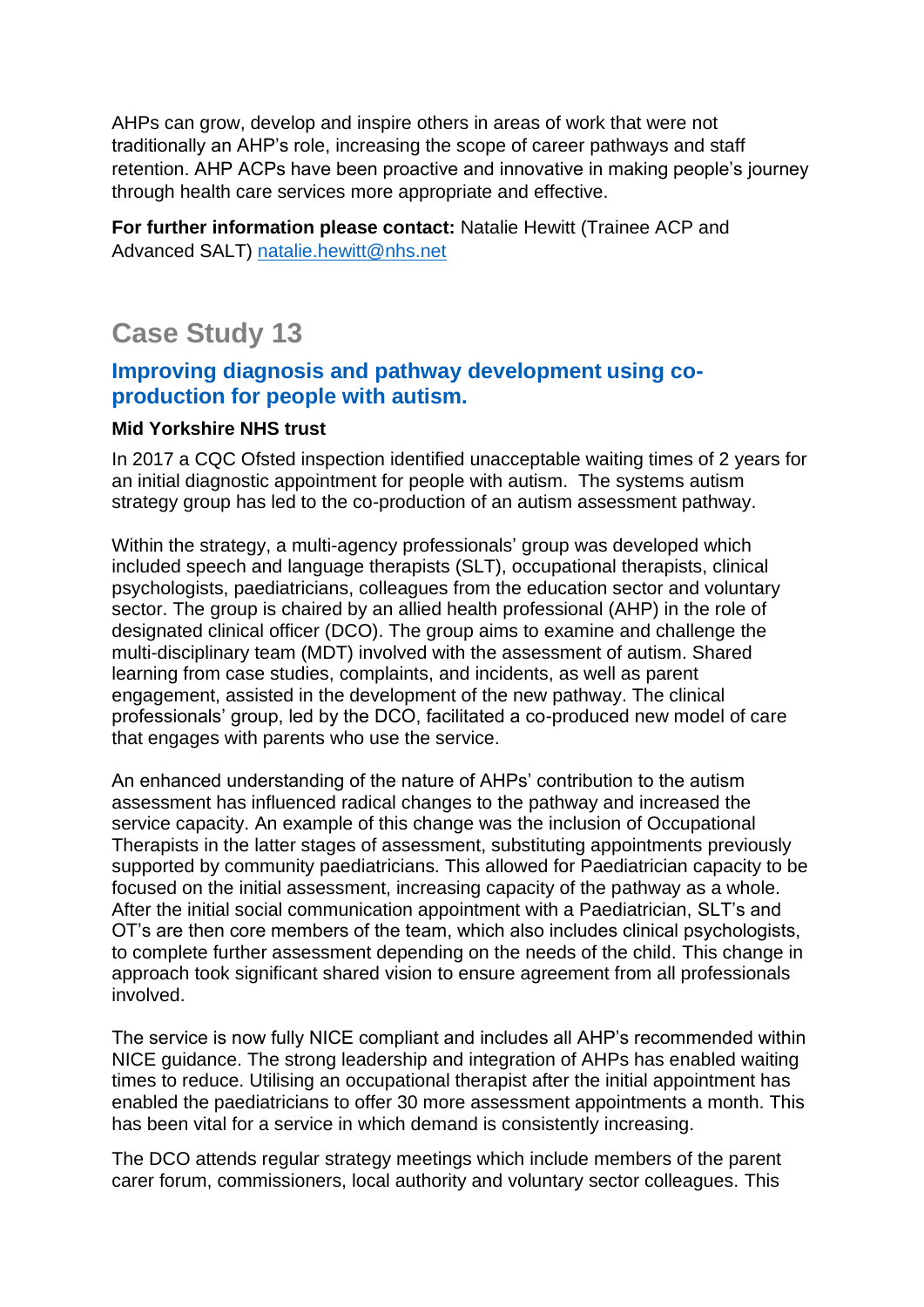AHPs can grow, develop and inspire others in areas of work that were not traditionally an AHP's role, increasing the scope of career pathways and staff retention. AHP ACPs have been proactive and innovative in making people's journey through health care services more appropriate and effective.

**For further information please contact:** Natalie Hewitt (Trainee ACP and Advanced SALT) [natalie.hewitt@nhs.net](mailto:natalie.hewitt@nhs.net)

## Case Study 13

### Improving diagnosis and pathway development using co-production for people with autism.

**Mid Yorkshire NHS trust**

In 2017 a CQC Ofsted inspection identified unacceptable waiting times of 2 years for an initial diagnostic appointment for people with autism. The systems autism strategy group has led to the co-production of an autism assessment pathway.

Within the strategy, a multi-agency professionals' group was developed which included speech and language therapists (SLT), occupational therapists, clinical psychologists, paediatricians, colleagues from the education sector and voluntary sector. The group is chaired by an allied health professional (AHP) in the role of designated clinical officer (DCO). The group aims to examine and challenge the multi-disciplinary team (MDT) involved with the assessment of autism. Shared learning from case studies, complaints, and incidents, as well as parent engagement, assisted in the development of the new pathway. The clinical professionals' group, led by the DCO, facilitated a co-produced new model of care that engages with parents who use the service.

An enhanced understanding of the nature of AHPs' contribution to the autism assessment has influenced radical changes to the pathway and increased the service capacity. An example of this change was the inclusion of Occupational Therapists in the latter stages of assessment, substituting appointments previously supported by community paediatricians. This allowed for Paediatrician capacity to be focused on the initial assessment, increasing capacity of the pathway as a whole. After the initial social communication appointment with a Paediatrician, SLT's and OT's are then core members of the team, which also includes clinical psychologists, to complete further assessment depending on the needs of the child. This change in approach took significant shared vision to ensure agreement from all professionals involved.

The service is now fully NICE compliant and includes all AHP's recommended within NICE guidance. The strong leadership and integration of AHPs has enabled waiting times to reduce. Utilising an occupational therapist after the initial appointment has enabled the paediatricians to offer 30 more assessment appointments a month. This has been vital for a service in which demand is consistently increasing.

The DCO attends regular strategy meetings which include members of the parent carer forum, commissioners, local authority and voluntary sector colleagues. This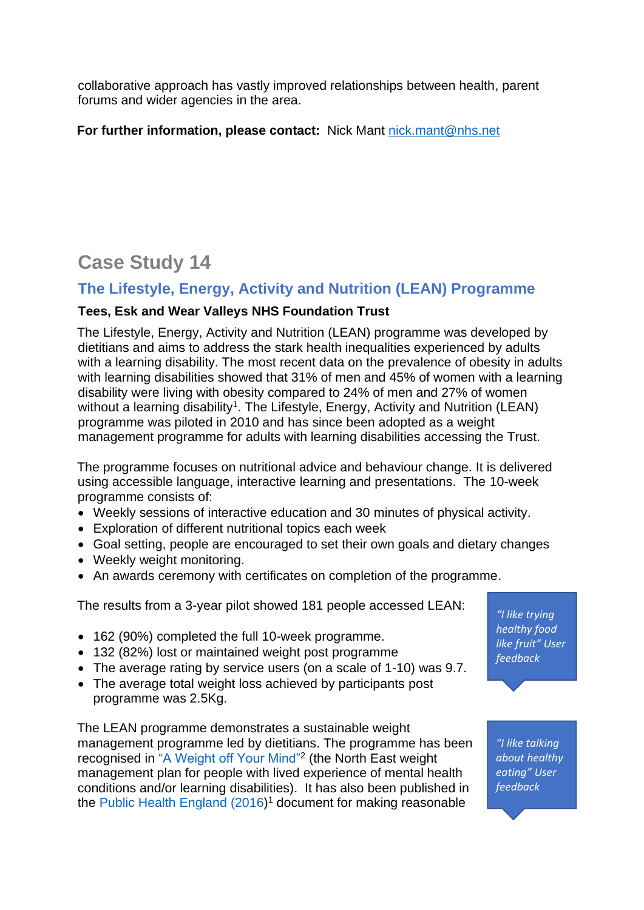collaborative approach has vastly improved relationships between health, parent forums and wider agencies in the area.

**For further information, please contact:** Nick Mant nick.mant@nhs.net

## Case Study 14

### The Lifestyle, Energy, Activity and Nutrition (LEAN) Programme

**Tees, Esk and Wear Valleys NHS Foundation Trust**

The Lifestyle, Energy, Activity and Nutrition (LEAN) programme was developed by dietitians and aims to address the stark health inequalities experienced by adults with a learning disability. The most recent data on the prevalence of obesity in adults with learning disabilities showed that 31% of men and 45% of women with a learning disability were living with obesity compared to 24% of men and 27% of women without a learning disability[1]. The Lifestyle, Energy, Activity and Nutrition (LEAN) programme was piloted in 2010 and has since been adopted as a weight management programme for adults with learning disabilities accessing the Trust.

The programme focuses on nutritional advice and behaviour change. It is delivered using accessible language, interactive learning and presentations. The 10-week programme consists of:

- Weekly sessions of interactive education and 30 minutes of physical activity.
- Exploration of different nutritional topics each week
- Goal setting, people are encouraged to set their own goals and dietary changes
- Weekly weight monitoring.
- An awards ceremony with certificates on completion of the programme.

The results from a 3-year pilot showed 181 people accessed LEAN:

- 162 (90%) completed the full 10-week programme.
- 132 (82%) lost or maintained weight post programme
- The average rating by service users (on a scale of 1-10) was 9.7.
- The average total weight loss achieved by participants post programme was 2.5Kg.

*"I like trying healthy food like fruit" User feedback*

The LEAN programme demonstrates a sustainable weight management programme led by dietitians. The programme has been recognised in "A Weight off Your Mind"[2] (the North East weight management plan for people with lived experience of mental health conditions and/or learning disabilities). It has also been published in the Public Health England (2016)[1] document for making reasonable

*"I like talking about healthy eating" User feedback*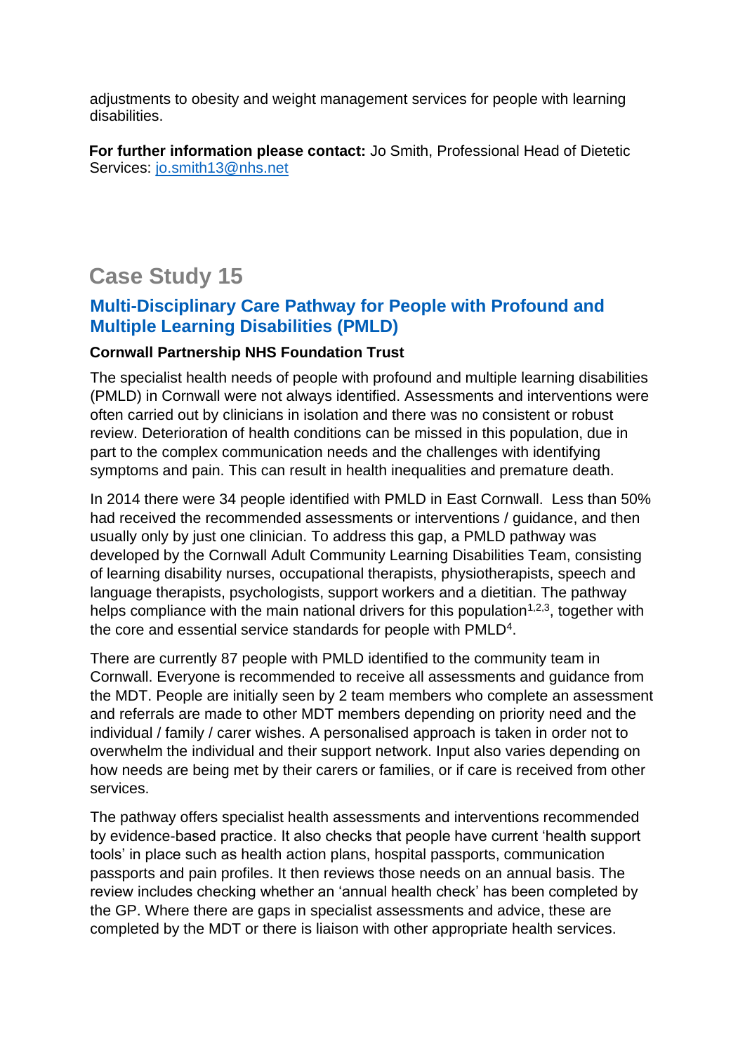adjustments to obesity and weight management services for people with learning disabilities.

**For further information please contact:** Jo Smith, Professional Head of Dietetic Services: jo.smith13@nhs.net

## Case Study 15

### Multi-Disciplinary Care Pathway for People with Profound and Multiple Learning Disabilities (PMLD)

**Cornwall Partnership NHS Foundation Trust**

The specialist health needs of people with profound and multiple learning disabilities (PMLD) in Cornwall were not always identified. Assessments and interventions were often carried out by clinicians in isolation and there was no consistent or robust review. Deterioration of health conditions can be missed in this population, due in part to the complex communication needs and the challenges with identifying symptoms and pain. This can result in health inequalities and premature death.

In 2014 there were 34 people identified with PMLD in East Cornwall. Less than 50% had received the recommended assessments or interventions / guidance, and then usually only by just one clinician. To address this gap, a PMLD pathway was developed by the Cornwall Adult Community Learning Disabilities Team, consisting of learning disability nurses, occupational therapists, physiotherapists, speech and language therapists, psychologists, support workers and a dietitian. The pathway helps compliance with the main national drivers for this population[1,2,3], together with the core and essential service standards for people with PMLD[4].

There are currently 87 people with PMLD identified to the community team in Cornwall. Everyone is recommended to receive all assessments and guidance from the MDT. People are initially seen by 2 team members who complete an assessment and referrals are made to other MDT members depending on priority need and the individual / family / carer wishes. A personalised approach is taken in order not to overwhelm the individual and their support network. Input also varies depending on how needs are being met by their carers or families, or if care is received from other services.

The pathway offers specialist health assessments and interventions recommended by evidence-based practice. It also checks that people have current 'health support tools' in place such as health action plans, hospital passports, communication passports and pain profiles. It then reviews those needs on an annual basis. The review includes checking whether an 'annual health check' has been completed by the GP. Where there are gaps in specialist assessments and advice, these are completed by the MDT or there is liaison with other appropriate health services.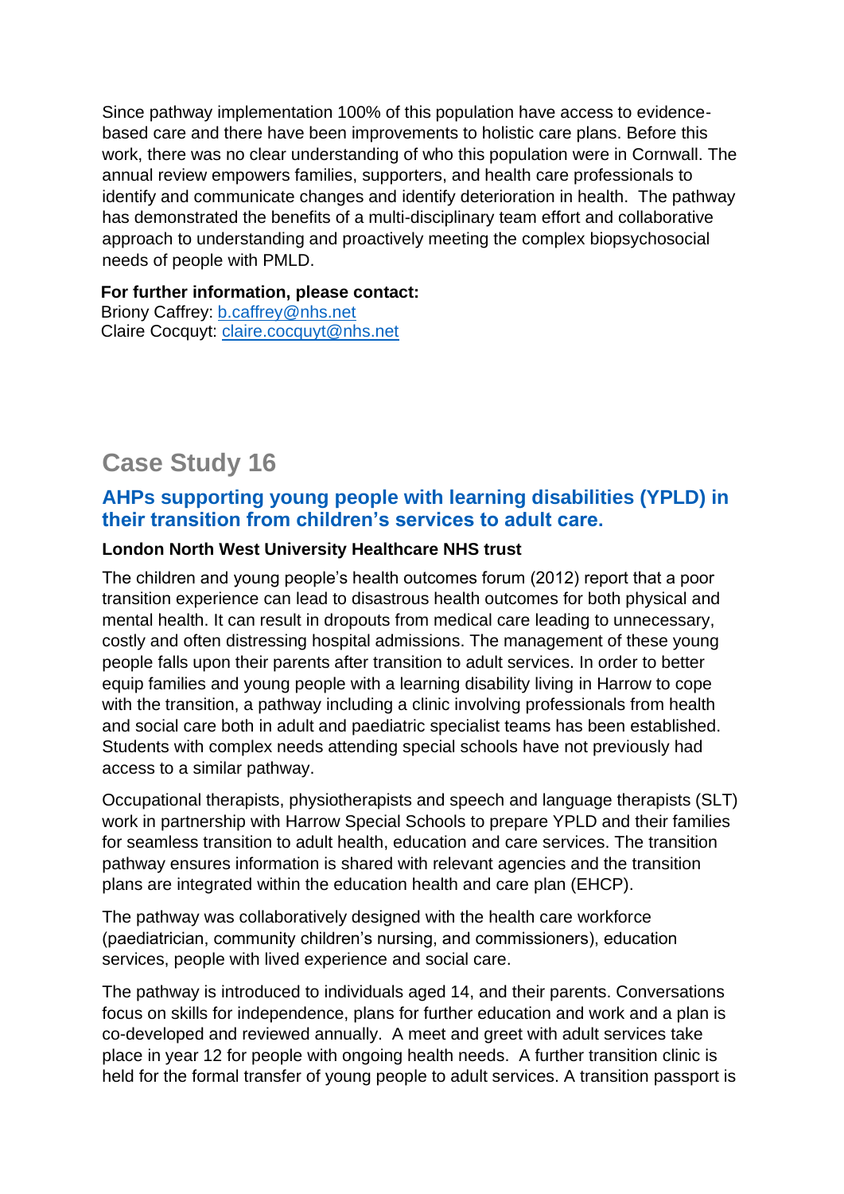Since pathway implementation 100% of this population have access to evidence-based care and there have been improvements to holistic care plans. Before this work, there was no clear understanding of who this population were in Cornwall. The annual review empowers families, supporters, and health care professionals to identify and communicate changes and identify deterioration in health. The pathway has demonstrated the benefits of a multi-disciplinary team effort and collaborative approach to understanding and proactively meeting the complex biopsychosocial needs of people with PMLD.

**For further information, please contact:**
Briony Caffrey: [b.caffrey@nhs.net](mailto:b.caffrey@nhs.net)
Claire Cocquyt: [claire.cocquyt@nhs.net](mailto:claire.cocquyt@nhs.net)

## Case Study 16

### AHPs supporting young people with learning disabilities (YPLD) in their transition from children's services to adult care.

**London North West University Healthcare NHS trust**

The children and young people's health outcomes forum (2012) report that a poor transition experience can lead to disastrous health outcomes for both physical and mental health. It can result in dropouts from medical care leading to unnecessary, costly and often distressing hospital admissions. The management of these young people falls upon their parents after transition to adult services. In order to better equip families and young people with a learning disability living in Harrow to cope with the transition, a pathway including a clinic involving professionals from health and social care both in adult and paediatric specialist teams has been established. Students with complex needs attending special schools have not previously had access to a similar pathway.

Occupational therapists, physiotherapists and speech and language therapists (SLT) work in partnership with Harrow Special Schools to prepare YPLD and their families for seamless transition to adult health, education and care services. The transition pathway ensures information is shared with relevant agencies and the transition plans are integrated within the education health and care plan (EHCP).

The pathway was collaboratively designed with the health care workforce (paediatrician, community children's nursing, and commissioners), education services, people with lived experience and social care.

The pathway is introduced to individuals aged 14, and their parents. Conversations focus on skills for independence, plans for further education and work and a plan is co-developed and reviewed annually. A meet and greet with adult services take place in year 12 for people with ongoing health needs. A further transition clinic is held for the formal transfer of young people to adult services. A transition passport is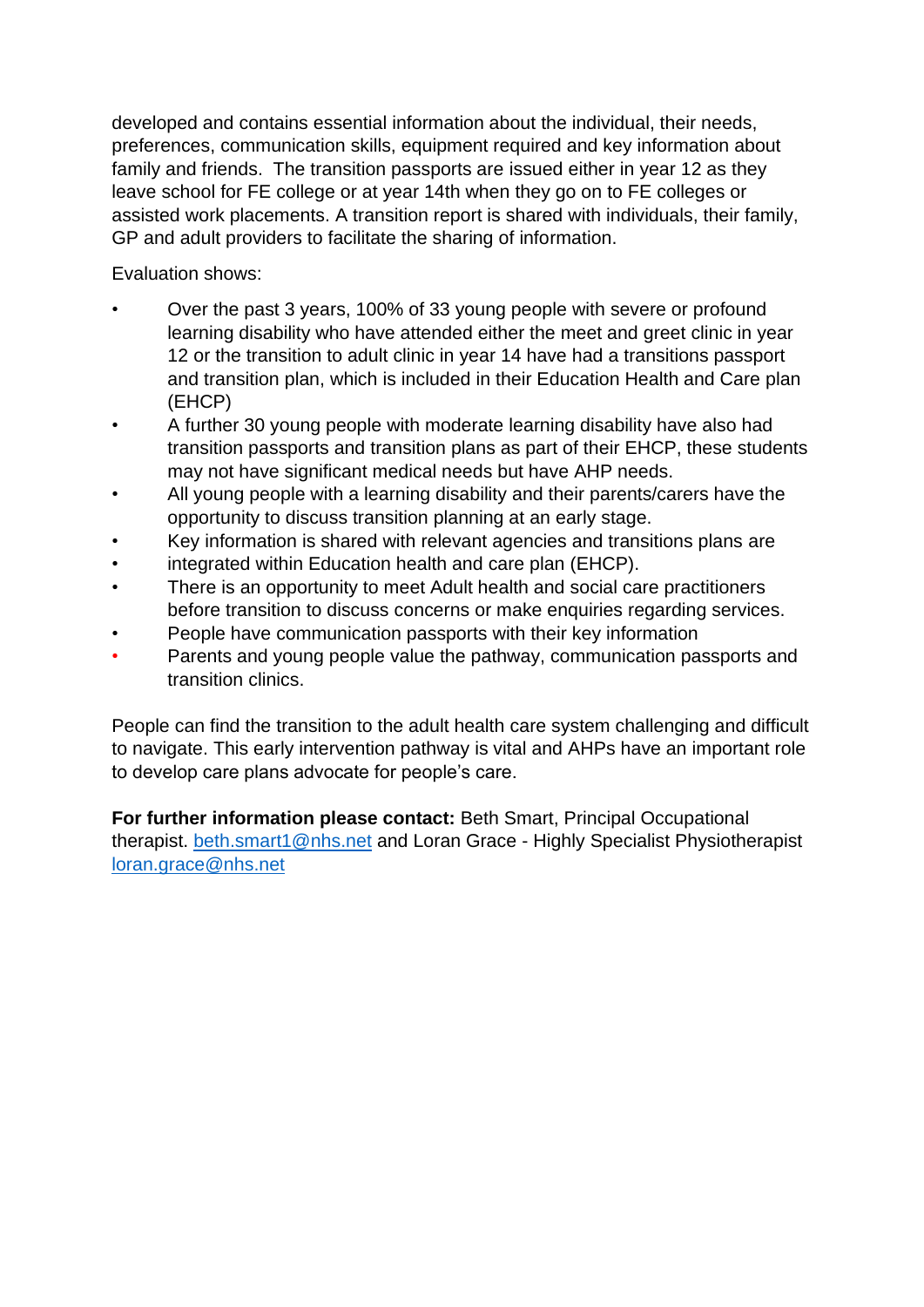developed and contains essential information about the individual, their needs, preferences, communication skills, equipment required and key information about family and friends. The transition passports are issued either in year 12 as they leave school for FE college or at year 14th when they go on to FE colleges or assisted work placements. A transition report is shared with individuals, their family, GP and adult providers to facilitate the sharing of information.

Evaluation shows:

- Over the past 3 years, 100% of 33 young people with severe or profound learning disability who have attended either the meet and greet clinic in year 12 or the transition to adult clinic in year 14 have had a transitions passport and transition plan, which is included in their Education Health and Care plan (EHCP)
- A further 30 young people with moderate learning disability have also had transition passports and transition plans as part of their EHCP, these students may not have significant medical needs but have AHP needs.
- All young people with a learning disability and their parents/carers have the opportunity to discuss transition planning at an early stage.
- Key information is shared with relevant agencies and transitions plans are
- integrated within Education health and care plan (EHCP).
- There is an opportunity to meet Adult health and social care practitioners before transition to discuss concerns or make enquiries regarding services.
- People have communication passports with their key information
- Parents and young people value the pathway, communication passports and transition clinics.

People can find the transition to the adult health care system challenging and difficult to navigate. This early intervention pathway is vital and AHPs have an important role to develop care plans advocate for people's care.

**For further information please contact:** Beth Smart, Principal Occupational therapist. beth.smart1@nhs.net and Loran Grace - Highly Specialist Physiotherapist loran.grace@nhs.net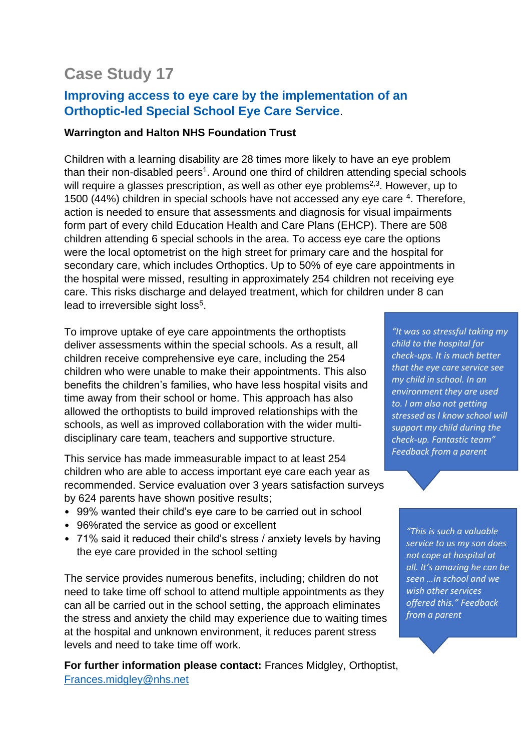# Case Study 17

## Improving access to eye care by the implementation of an Orthoptic-led Special School Eye Care Service.

**Warrington and Halton NHS Foundation Trust**

Children with a learning disability are 28 times more likely to have an eye problem than their non-disabled peers[1]. Around one third of children attending special schools will require a glasses prescription, as well as other eye problems[2,3]. However, up to 1500 (44%) children in special schools have not accessed any eye care [4]. Therefore, action is needed to ensure that assessments and diagnosis for visual impairments form part of every child Education Health and Care Plans (EHCP). There are 508 children attending 6 special schools in the area. To access eye care the options were the local optometrist on the high street for primary care and the hospital for secondary care, which includes Orthoptics. Up to 50% of eye care appointments in the hospital were missed, resulting in approximately 254 children not receiving eye care. This risks discharge and delayed treatment, which for children under 8 can lead to irreversible sight loss[5].

To improve uptake of eye care appointments the orthoptists deliver assessments within the special schools. As a result, all children receive comprehensive eye care, including the 254 children who were unable to make their appointments. This also benefits the children's families, who have less hospital visits and time away from their school or home. This approach has also allowed the orthoptists to build improved relationships with the schools, as well as improved collaboration with the wider multi-disciplinary care team, teachers and supportive structure.

*"It was so stressful taking my child to the hospital for check-ups. It is much better that the eye care service see my child in school. In an environment they are used to. I am also not getting stressed as I know school will support my child during the check-up. Fantastic team" Feedback from a parent*

This service has made immeasurable impact to at least 254 children who are able to access important eye care each year as recommended. Service evaluation over 3 years satisfaction surveys by 624 parents have shown positive results;

- 99% wanted their child's eye care to be carried out in school
- 96%rated the service as good or excellent
- 71% said it reduced their child's stress / anxiety levels by having the eye care provided in the school setting

*"This is such a valuable service to us my son does not cope at hospital at all. It's amazing he can be seen …in school and we wish other services offered this." Feedback from a parent*

The service provides numerous benefits, including; children do not need to take time off school to attend multiple appointments as they can all be carried out in the school setting, the approach eliminates the stress and anxiety the child may experience due to waiting times at the hospital and unknown environment, it reduces parent stress levels and need to take time off work.

**For further information please contact:** Frances Midgley, Orthoptist, [Frances.midgley@nhs.net](mailto:Frances.midgley@nhs.net)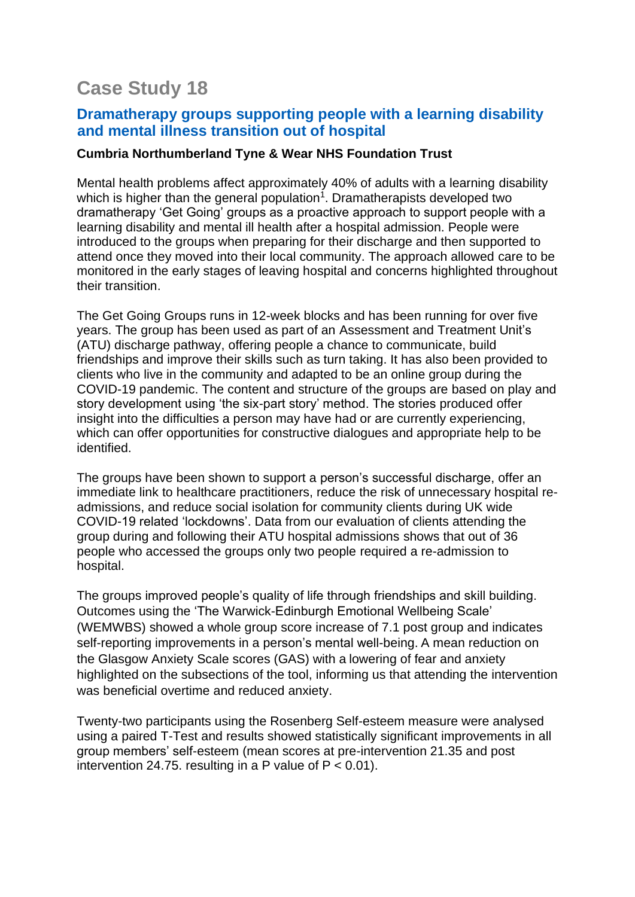# Case Study 18

## Dramatherapy groups supporting people with a learning disability and mental illness transition out of hospital

**Cumbria Northumberland Tyne & Wear NHS Foundation Trust**

Mental health problems affect approximately 40% of adults with a learning disability which is higher than the general population[1]. Dramatherapists developed two dramatherapy 'Get Going' groups as a proactive approach to support people with a learning disability and mental ill health after a hospital admission. People were introduced to the groups when preparing for their discharge and then supported to attend once they moved into their local community. The approach allowed care to be monitored in the early stages of leaving hospital and concerns highlighted throughout their transition.

The Get Going Groups runs in 12-week blocks and has been running for over five years. The group has been used as part of an Assessment and Treatment Unit's (ATU) discharge pathway, offering people a chance to communicate, build friendships and improve their skills such as turn taking. It has also been provided to clients who live in the community and adapted to be an online group during the COVID-19 pandemic. The content and structure of the groups are based on play and story development using 'the six-part story' method. The stories produced offer insight into the difficulties a person may have had or are currently experiencing, which can offer opportunities for constructive dialogues and appropriate help to be identified.

The groups have been shown to support a person's successful discharge, offer an immediate link to healthcare practitioners, reduce the risk of unnecessary hospital re-admissions, and reduce social isolation for community clients during UK wide COVID-19 related 'lockdowns'. Data from our evaluation of clients attending the group during and following their ATU hospital admissions shows that out of 36 people who accessed the groups only two people required a re-admission to hospital.

The groups improved people's quality of life through friendships and skill building. Outcomes using the 'The Warwick-Edinburgh Emotional Wellbeing Scale' (WEMWBS) showed a whole group score increase of 7.1 post group and indicates self-reporting improvements in a person's mental well-being. A mean reduction on the Glasgow Anxiety Scale scores (GAS) with a lowering of fear and anxiety highlighted on the subsections of the tool, informing us that attending the intervention was beneficial overtime and reduced anxiety.

Twenty-two participants using the Rosenberg Self-esteem measure were analysed using a paired T-Test and results showed statistically significant improvements in all group members' self-esteem (mean scores at pre-intervention 21.35 and post intervention 24.75. resulting in a P value of $P < 0.01$).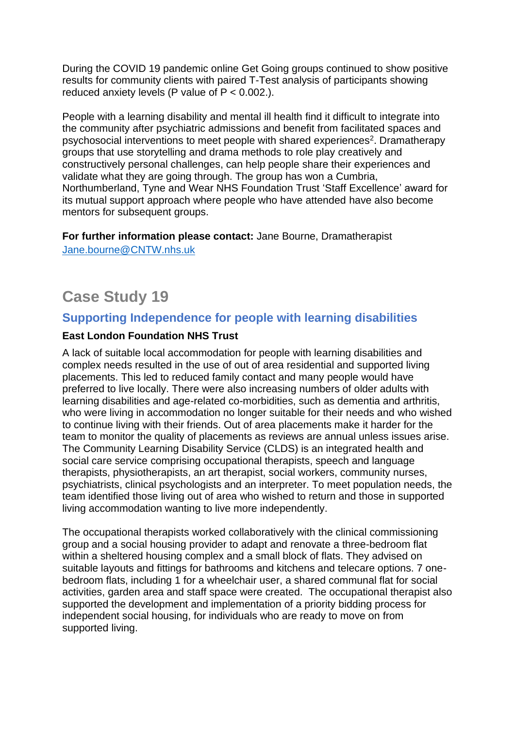During the COVID 19 pandemic online Get Going groups continued to show positive results for community clients with paired T-Test analysis of participants showing reduced anxiety levels (P value of $P < 0.002$.).

People with a learning disability and mental ill health find it difficult to integrate into the community after psychiatric admissions and benefit from facilitated spaces and psychosocial interventions to meet people with shared experiences[2]. Dramatherapy groups that use storytelling and drama methods to role play creatively and constructively personal challenges, can help people share their experiences and validate what they are going through. The group has won a Cumbria, Northumberland, Tyne and Wear NHS Foundation Trust 'Staff Excellence' award for its mutual support approach where people who have attended have also become mentors for subsequent groups.

**For further information please contact:** Jane Bourne, Dramatherapist
Jane.bourne@CNTW.nhs.uk

# Case Study 19

## Supporting Independence for people with learning disabilities

**East London Foundation NHS Trust**

A lack of suitable local accommodation for people with learning disabilities and complex needs resulted in the use of out of area residential and supported living placements. This led to reduced family contact and many people would have preferred to live locally. There were also increasing numbers of older adults with learning disabilities and age-related co-morbidities, such as dementia and arthritis, who were living in accommodation no longer suitable for their needs and who wished to continue living with their friends. Out of area placements make it harder for the team to monitor the quality of placements as reviews are annual unless issues arise. The Community Learning Disability Service (CLDS) is an integrated health and social care service comprising occupational therapists, speech and language therapists, physiotherapists, an art therapist, social workers, community nurses, psychiatrists, clinical psychologists and an interpreter. To meet population needs, the team identified those living out of area who wished to return and those in supported living accommodation wanting to live more independently.

The occupational therapists worked collaboratively with the clinical commissioning group and a social housing provider to adapt and renovate a three-bedroom flat within a sheltered housing complex and a small block of flats. They advised on suitable layouts and fittings for bathrooms and kitchens and telecare options. 7 one-bedroom flats, including 1 for a wheelchair user, a shared communal flat for social activities, garden area and staff space were created. The occupational therapist also supported the development and implementation of a priority bidding process for independent social housing, for individuals who are ready to move on from supported living.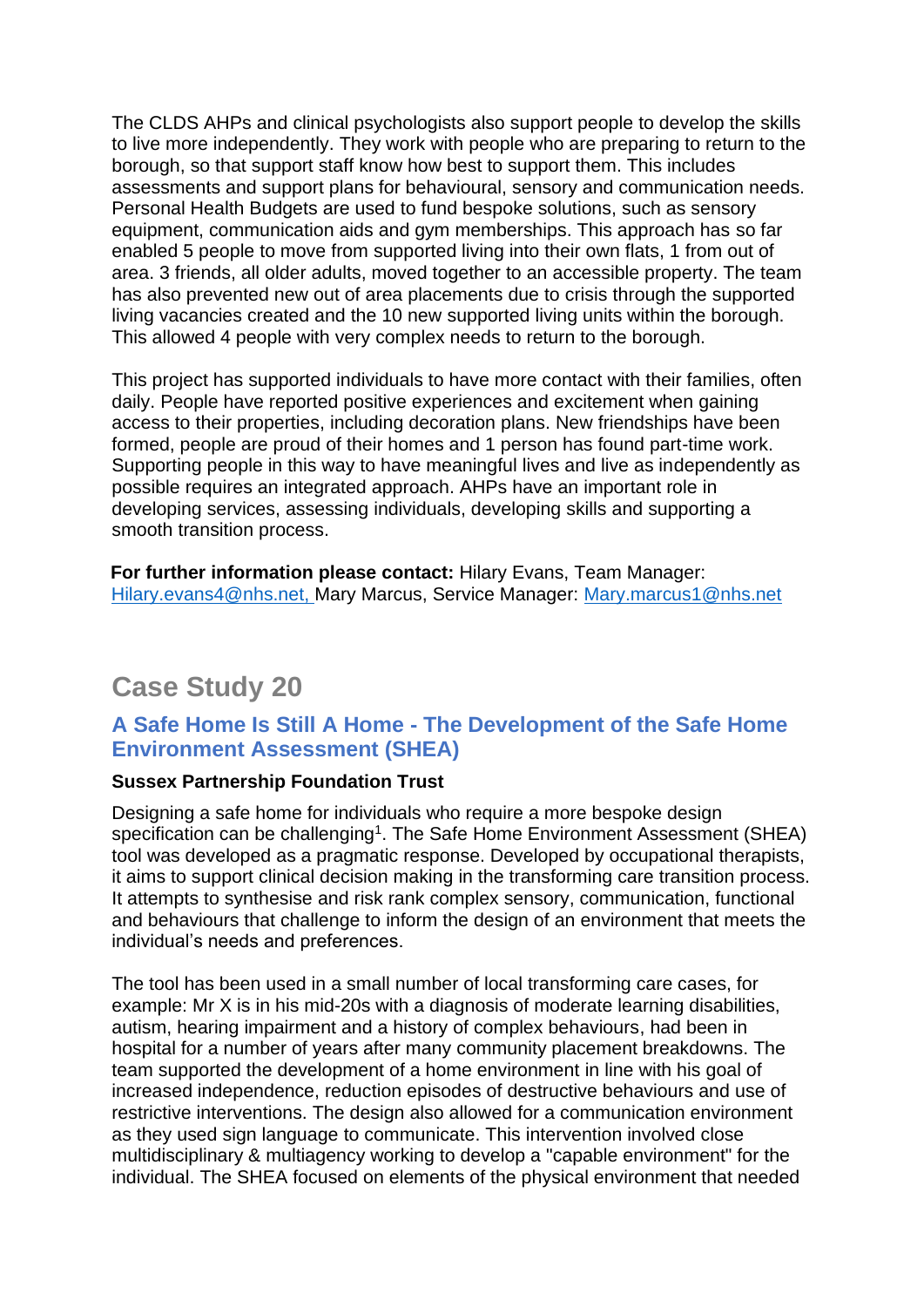The CLDS AHPs and clinical psychologists also support people to develop the skills to live more independently. They work with people who are preparing to return to the borough, so that support staff know how best to support them. This includes assessments and support plans for behavioural, sensory and communication needs. Personal Health Budgets are used to fund bespoke solutions, such as sensory equipment, communication aids and gym memberships. This approach has so far enabled 5 people to move from supported living into their own flats, 1 from out of area. 3 friends, all older adults, moved together to an accessible property. The team has also prevented new out of area placements due to crisis through the supported living vacancies created and the 10 new supported living units within the borough. This allowed 4 people with very complex needs to return to the borough.

This project has supported individuals to have more contact with their families, often daily. People have reported positive experiences and excitement when gaining access to their properties, including decoration plans. New friendships have been formed, people are proud of their homes and 1 person has found part-time work. Supporting people in this way to have meaningful lives and live as independently as possible requires an integrated approach. AHPs have an important role in developing services, assessing individuals, developing skills and supporting a smooth transition process.

**For further information please contact:** Hilary Evans, Team Manager: Hilary.evans4@nhs.net, Mary Marcus, Service Manager: Mary.marcus1@nhs.net

## Case Study 20

### A Safe Home Is Still A Home - The Development of the Safe Home Environment Assessment (SHEA)

**Sussex Partnership Foundation Trust**

Designing a safe home for individuals who require a more bespoke design specification can be challenging[1]. The Safe Home Environment Assessment (SHEA) tool was developed as a pragmatic response. Developed by occupational therapists, it aims to support clinical decision making in the transforming care transition process. It attempts to synthesise and risk rank complex sensory, communication, functional and behaviours that challenge to inform the design of an environment that meets the individual's needs and preferences.

The tool has been used in a small number of local transforming care cases, for example: Mr X is in his mid-20s with a diagnosis of moderate learning disabilities, autism, hearing impairment and a history of complex behaviours, had been in hospital for a number of years after many community placement breakdowns. The team supported the development of a home environment in line with his goal of increased independence, reduction episodes of destructive behaviours and use of restrictive interventions. The design also allowed for a communication environment as they used sign language to communicate. This intervention involved close multidisciplinary & multiagency working to develop a "capable environment" for the individual. The SHEA focused on elements of the physical environment that needed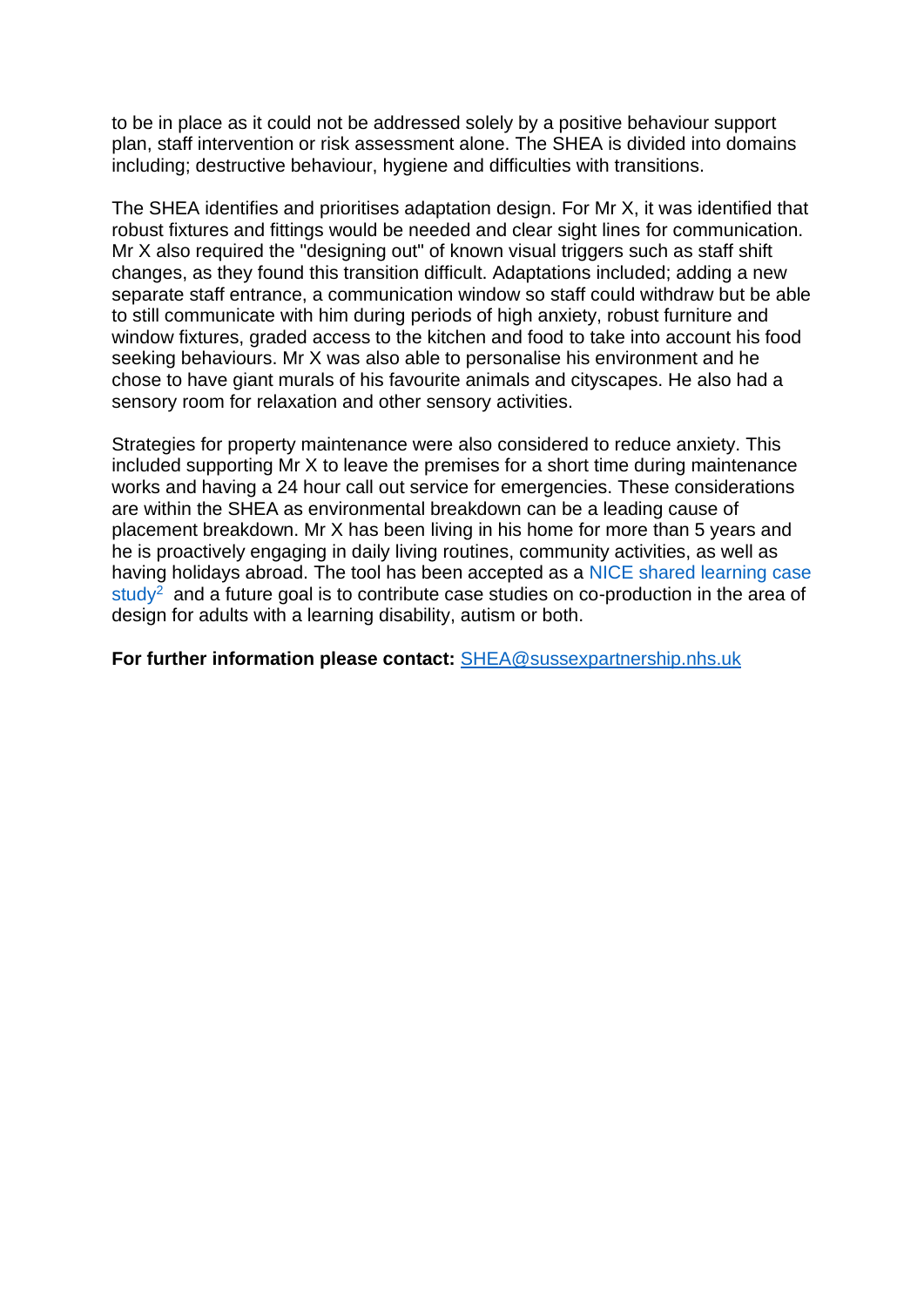to be in place as it could not be addressed solely by a positive behaviour support plan, staff intervention or risk assessment alone. The SHEA is divided into domains including; destructive behaviour, hygiene and difficulties with transitions.

The SHEA identifies and prioritises adaptation design. For Mr X, it was identified that robust fixtures and fittings would be needed and clear sight lines for communication. Mr X also required the "designing out" of known visual triggers such as staff shift changes, as they found this transition difficult. Adaptations included; adding a new separate staff entrance, a communication window so staff could withdraw but be able to still communicate with him during periods of high anxiety, robust furniture and window fixtures, graded access to the kitchen and food to take into account his food seeking behaviours. Mr X was also able to personalise his environment and he chose to have giant murals of his favourite animals and cityscapes. He also had a sensory room for relaxation and other sensory activities.

Strategies for property maintenance were also considered to reduce anxiety. This included supporting Mr X to leave the premises for a short time during maintenance works and having a 24 hour call out service for emergencies. These considerations are within the SHEA as environmental breakdown can be a leading cause of placement breakdown. Mr X has been living in his home for more than 5 years and he is proactively engaging in daily living routines, community activities, as well as having holidays abroad. The tool has been accepted as a NICE shared learning case study[2] and a future goal is to contribute case studies on co-production in the area of design for adults with a learning disability, autism or both.

**For further information please contact:** SHEA@sussexpartnership.nhs.uk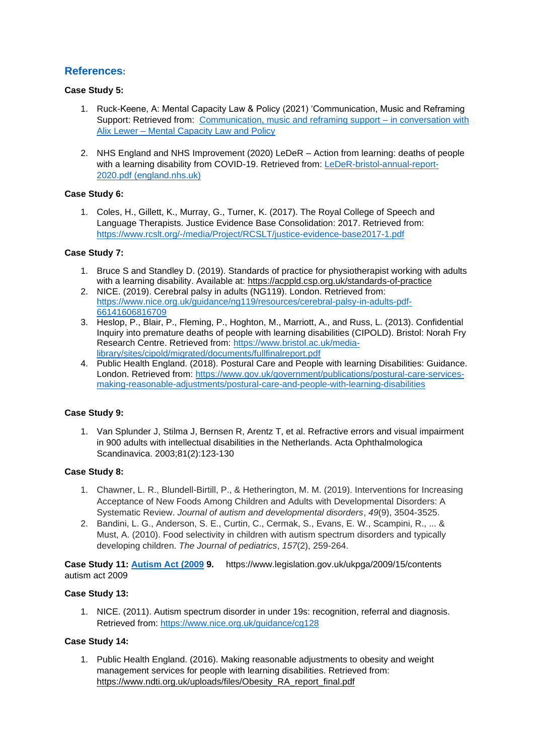## References:

**Case Study 5:**

1. Ruck-Keene, A: Mental Capacity Law & Policy (2021) 'Communication, Music and Reframing Support: Retrieved from: [Communication, music and reframing support – in conversation with Alix Lewer – Mental Capacity Law and Policy]

2. NHS England and NHS Improvement (2020) LeDeR – Action from learning: deaths of people with a learning disability from COVID-19. Retrieved from: LeDeR-bristol-annual-report-2020.pdf (england.nhs.uk)

**Case Study 6:**

1. Coles, H., Gillett, K., Murray, G., Turner, K. (2017). The Royal College of Speech and Language Therapists. Justice Evidence Base Consolidation: 2017. Retrieved from: https://www.rcslt.org/-/media/Project/RCSLT/justice-evidence-base2017-1.pdf

**Case Study 7:**

1. Bruce S and Standley D. (2019). Standards of practice for physiotherapist working with adults with a learning disability. Available at: https://acppld.csp.org.uk/standards-of-practice
2. NICE. (2019). Cerebral palsy in adults (NG119). London. Retrieved from: https://www.nice.org.uk/guidance/ng119/resources/cerebral-palsy-in-adults-pdf-66141606816709
3. Heslop, P., Blair, P., Fleming, P., Hoghton, M., Marriott, A., and Russ, L. (2013). Confidential Inquiry into premature deaths of people with learning disabilities (CIPOLD). Bristol: Norah Fry Research Centre. Retrieved from: https://www.bristol.ac.uk/media-library/sites/cipold/migrated/documents/fullfinalreport.pdf
4. Public Health England. (2018). Postural Care and People with learning Disabilities: Guidance. London. Retrieved from: https://www.gov.uk/government/publications/postural-care-services-making-reasonable-adjustments/postural-care-and-people-with-learning-disabilities

**Case Study 9:**

1. Van Splunder J, Stilma J, Bernsen R, Arentz T, et al. Refractive errors and visual impairment in 900 adults with intellectual disabilities in the Netherlands. Acta Ophthalmologica Scandinavica. 2003;81(2):123-130

**Case Study 8:**

1. Chawner, L. R., Blundell-Birtill, P., & Hetherington, M. M. (2019). Interventions for Increasing Acceptance of New Foods Among Children and Adults with Developmental Disorders: A Systematic Review. *Journal of autism and developmental disorders*, *49*(9), 3504-3525.
2. Bandini, L. G., Anderson, S. E., Curtin, C., Cermak, S., Evans, E. W., Scampini, R., ... & Must, A. (2010). Food selectivity in children with autism spectrum disorders and typically developing children. *The Journal of pediatrics*, *157*(2), 259-264.

**Case Study 11: Autism Act (2009 9.** https://www.legislation.gov.uk/ukpga/2009/15/contents autism act 2009

**Case Study 13:**

1. NICE. (2011). Autism spectrum disorder in under 19s: recognition, referral and diagnosis. Retrieved from: https://www.nice.org.uk/guidance/cg128

**Case Study 14:**

1. Public Health England. (2016). Making reasonable adjustments to obesity and weight management services for people with learning disabilities. Retrieved from: https://www.ndti.org.uk/uploads/files/Obesity_RA_report_final.pdf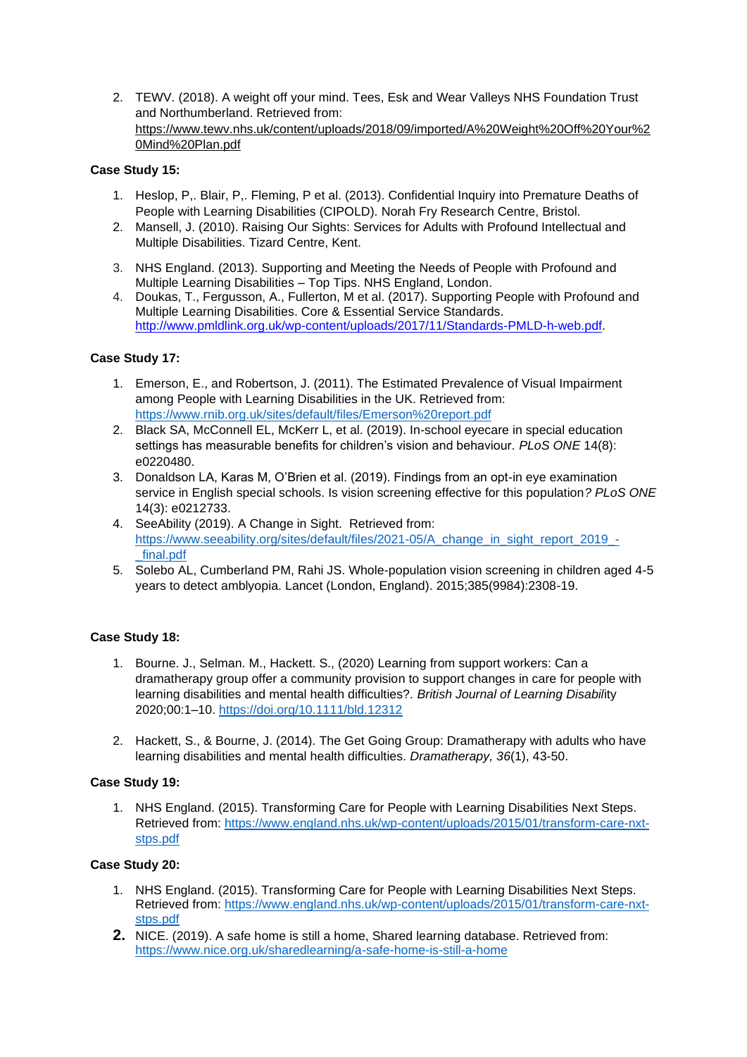2. TEWV. (2018). A weight off your mind. Tees, Esk and Wear Valleys NHS Foundation Trust and Northumberland. Retrieved from: https://www.tewv.nhs.uk/content/uploads/2018/09/imported/A%20Weight%20Off%20Your%20Mind%20Plan.pdf

**Case Study 15:**

1. Heslop, P,. Blair, P,. Fleming, P et al. (2013). Confidential Inquiry into Premature Deaths of People with Learning Disabilities (CIPOLD). Norah Fry Research Centre, Bristol.
2. Mansell, J. (2010). Raising Our Sights: Services for Adults with Profound Intellectual and Multiple Disabilities. Tizard Centre, Kent.
3. NHS England. (2013). Supporting and Meeting the Needs of People with Profound and Multiple Learning Disabilities – Top Tips. NHS England, London.
4. Doukas, T., Fergusson, A., Fullerton, M et al. (2017). Supporting People with Profound and Multiple Learning Disabilities. Core & Essential Service Standards. http://www.pmldlink.org.uk/wp-content/uploads/2017/11/Standards-PMLD-h-web.pdf.

**Case Study 17:**

1. Emerson, E., and Robertson, J. (2011). The Estimated Prevalence of Visual Impairment among People with Learning Disabilities in the UK. Retrieved from: https://www.rnib.org.uk/sites/default/files/Emerson%20report.pdf
2. Black SA, McConnell EL, McKerr L, et al. (2019). In-school eyecare in special education settings has measurable benefits for children's vision and behaviour. *PLoS ONE* 14(8): e0220480.
3. Donaldson LA, Karas M, O'Brien et al. (2019). Findings from an opt-in eye examination service in English special schools. Is vision screening effective for this population*? PLoS ONE* 14(3): e0212733.
4. SeeAbility (2019). A Change in Sight. Retrieved from: https://www.seeability.org/sites/default/files/2021-05/A_change_in_sight_report_2019_-_final.pdf
5. Solebo AL, Cumberland PM, Rahi JS. Whole-population vision screening in children aged 4-5 years to detect amblyopia. Lancet (London, England). 2015;385(9984):2308-19.

**Case Study 18:**

1. Bourne. J., Selman. M., Hackett. S., (2020) Learning from support workers: Can a dramatherapy group offer a community provision to support changes in care for people with learning disabilities and mental health difficulties?. *British Journal of Learning Disabil*ity 2020;00:1–10. https://doi.org/10.1111/bld.12312

2. Hackett, S., & Bourne, J. (2014). The Get Going Group: Dramatherapy with adults who have learning disabilities and mental health difficulties. *Dramatherapy, 36*(1), 43-50.

**Case Study 19:**

1. NHS England. (2015). Transforming Care for People with Learning Disabilities Next Steps. Retrieved from: https://www.england.nhs.uk/wp-content/uploads/2015/01/transform-care-nxt-stps.pdf

**Case Study 20:**

1. NHS England. (2015). Transforming Care for People with Learning Disabilities Next Steps. Retrieved from: https://www.england.nhs.uk/wp-content/uploads/2015/01/transform-care-nxt-stps.pdf
2. NICE. (2019). A safe home is still a home, Shared learning database. Retrieved from: https://www.nice.org.uk/sharedlearning/a-safe-home-is-still-a-home